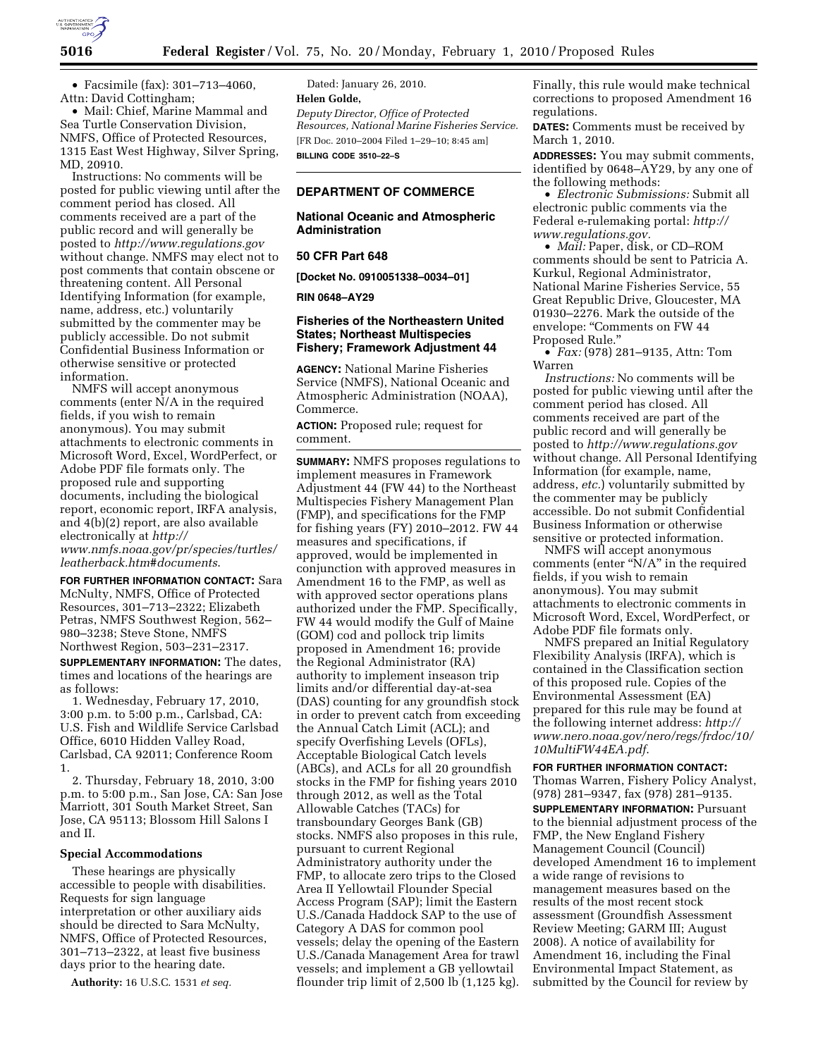- Facsimile (fax): 301–713–4060, Attn: David Cottingham;
- Mail: Chief, Marine Mammal and Sea Turtle Conservation Division, NMFS, Office of Protected Resources, 1315 East West Highway, Silver Spring, MD, 20910.

Instructions: No comments will be posted for public viewing until after the comment period has closed. All comments received are a part of the public record and will generally be posted to *http://www.regulations.gov* without change. NMFS may elect not to post comments that contain obscene or threatening content. All Personal Identifying Information (for example, name, address, etc.) voluntarily submitted by the commenter may be publicly accessible. Do not submit Confidential Business Information or otherwise sensitive or protected information.

NMFS will accept anonymous comments (enter N/A in the required fields, if you wish to remain anonymous). You may submit attachments to electronic comments in Microsoft Word, Excel, WordPerfect, or Adobe PDF file formats only. The proposed rule and supporting documents, including the biological report, economic report, IRFA analysis, and 4(b)(2) report, are also available electronically at *http://www.nmfs.noaa.gov/pr/species/turtles/leatherback.htm#documents*.

**FOR FURTHER INFORMATION CONTACT:** Sara McNulty, NMFS, Office of Protected Resources, 301–713–2322; Elizabeth Petras, NMFS Southwest Region, 562–980–3238; Steve Stone, NMFS Northwest Region, 503–231–2317.

**SUPPLEMENTARY INFORMATION:** The dates, times and locations of the hearings are as follows:

1. Wednesday, February 17, 2010, 3:00 p.m. to 5:00 p.m., Carlsbad, CA: U.S. Fish and Wildlife Service Carlsbad Office, 6010 Hidden Valley Road, Carlsbad, CA 92011; Conference Room 1.

2. Thursday, February 18, 2010, 3:00 p.m. to 5:00 p.m., San Jose, CA: San Jose Marriott, 301 South Market Street, San Jose, CA 95113; Blossom Hill Salons I and II.

## Special Accommodations

These hearings are physically accessible to people with disabilities. Requests for sign language interpretation or other auxiliary aids should be directed to Sara McNulty, NMFS, Office of Protected Resources, 301–713–2322, at least five business days prior to the hearing date.

**Authority:** 16 U.S.C. 1531 *et seq.*

Dated: January 26, 2010.

**Helen Golde,**

*Deputy Director, Office of Protected Resources, National Marine Fisheries Service.*

[FR Doc. 2010–2004 Filed 1–29–10; 8:45 am]

**BILLING CODE 3510–22–S**

---

## DEPARTMENT OF COMMERCE

### National Oceanic and Atmospheric Administration

### 50 CFR Part 648

**[Docket No. 0910051338–0034–01]**

**RIN 0648–AY29**

### Fisheries of the Northeastern United States; Northeast Multispecies Fishery; Framework Adjustment 44

**AGENCY:** National Marine Fisheries Service (NMFS), National Oceanic and Atmospheric Administration (NOAA), Commerce.

**ACTION:** Proposed rule; request for comment.

**SUMMARY:** NMFS proposes regulations to implement measures in Framework Adjustment 44 (FW 44) to the Northeast Multispecies Fishery Management Plan (FMP), and specifications for the FMP for fishing years (FY) 2010–2012. FW 44 measures and specifications, if approved, would be implemented in conjunction with approved measures in Amendment 16 to the FMP, as well as with approved sector operations plans authorized under the FMP. Specifically, FW 44 would modify the Gulf of Maine (GOM) cod and pollock trip limits proposed in Amendment 16; provide the Regional Administrator (RA) authority to implement inseason trip limits and/or differential day-at-sea (DAS) counting for any groundfish stock in order to prevent catch from exceeding the Annual Catch Limit (ACL); and specify Overfishing Levels (OFLs), Acceptable Biological Catch levels (ABCs), and ACLs for all 20 groundfish stocks in the FMP for fishing years 2010 through 2012, as well as the Total Allowable Catches (TACs) for transboundary Georges Bank (GB) stocks. NMFS also proposes in this rule, pursuant to current Regional Administratory authority under the FMP, to allocate zero trips to the Closed Area II Yellowtail Flounder Special Access Program (SAP); limit the Eastern U.S./Canada Haddock SAP to the use of Category A DAS for common pool vessels; delay the opening of the Eastern U.S./Canada Management Area for trawl vessels; and implement a GB yellowtail flounder trip limit of 2,500 lb (1,125 kg). Finally, this rule would make technical corrections to proposed Amendment 16 regulations.

**DATES:** Comments must be received by March 1, 2010.

**ADDRESSES:** You may submit comments, identified by 0648–AY29, by any one of the following methods:

- *Electronic Submissions:* Submit all electronic public comments via the Federal e-rulemaking portal: *http://www.regulations.gov.*
- *Mail:* Paper, disk, or CD–ROM comments should be sent to Patricia A. Kurkul, Regional Administrator, National Marine Fisheries Service, 55 Great Republic Drive, Gloucester, MA 01930–2276. Mark the outside of the envelope: "Comments on FW 44 Proposed Rule."
- *Fax:* (978) 281–9135, Attn: Tom Warren

*Instructions:* No comments will be posted for public viewing until after the comment period has closed. All comments received are part of the public record and will generally be posted to *http://www.regulations.gov* without change. All Personal Identifying Information (for example, name, address, *etc.*) voluntarily submitted by the commenter may be publicly accessible. Do not submit Confidential Business Information or otherwise sensitive or protected information.

NMFS will accept anonymous comments (enter "N/A" in the required fields, if you wish to remain anonymous). You may submit attachments to electronic comments in Microsoft Word, Excel, WordPerfect, or Adobe PDF file formats only.

NMFS prepared an Initial Regulatory Flexibility Analysis (IRFA), which is contained in the Classification section of this proposed rule. Copies of the Environmental Assessment (EA) prepared for this rule may be found at the following internet address: *http://www.nero.noaa.gov/nero/regs/frdoc/10/10MultiFW44EA.pdf.*

**FOR FURTHER INFORMATION CONTACT:** Thomas Warren, Fishery Policy Analyst, (978) 281–9347, fax (978) 281–9135.

**SUPPLEMENTARY INFORMATION:** Pursuant to the biennial adjustment process of the FMP, the New England Fishery Management Council (Council) developed Amendment 16 to implement a wide range of revisions to management measures based on the results of the most recent stock assessment (Groundfish Assessment Review Meeting; GARM III; August 2008). A notice of availability for Amendment 16, including the Final Environmental Impact Statement, as submitted by the Council for review by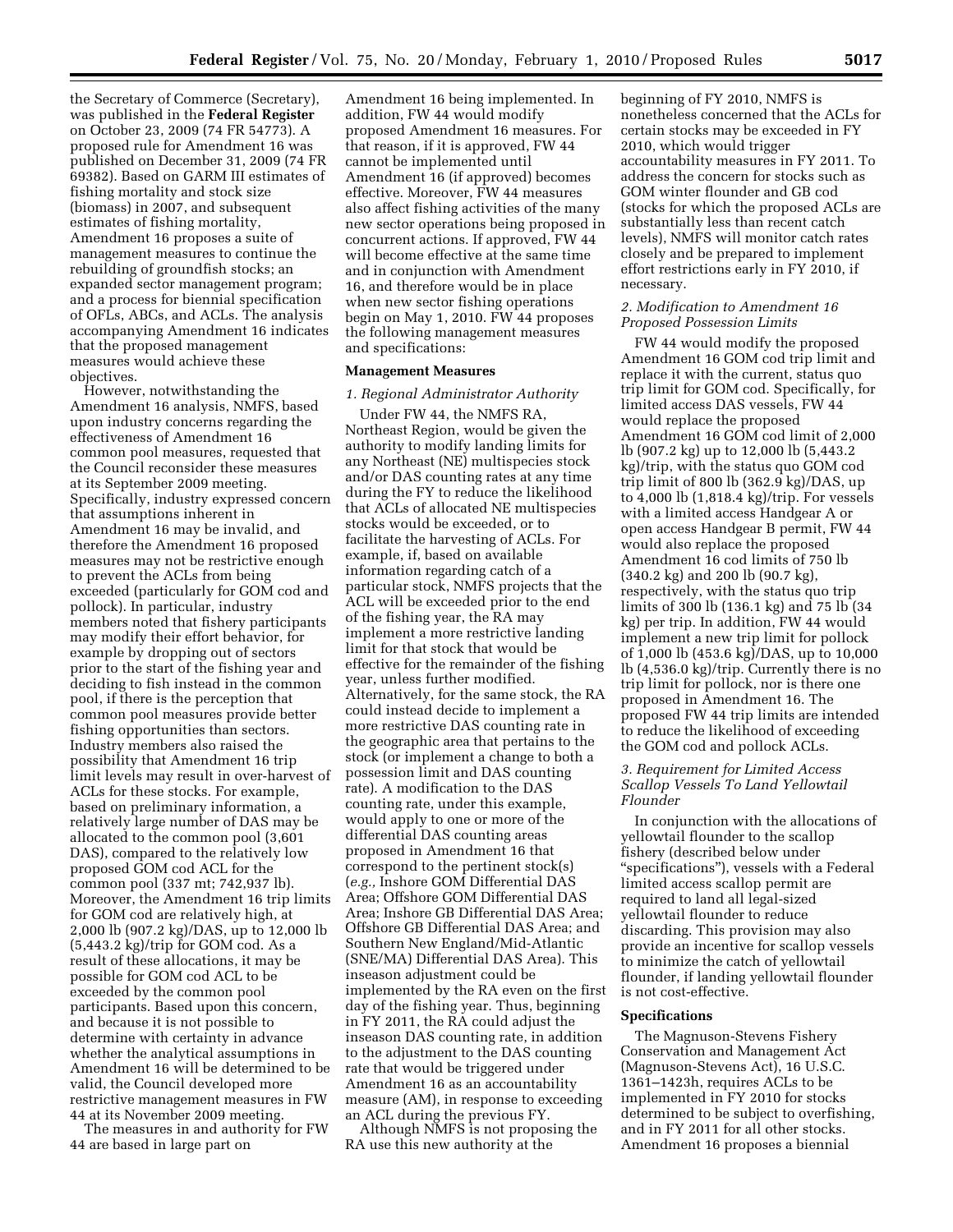the Secretary of Commerce (Secretary), was published in the **Federal Register** on October 23, 2009 (74 FR 54773). A proposed rule for Amendment 16 was published on December 31, 2009 (74 FR 69382). Based on GARM III estimates of fishing mortality and stock size (biomass) in 2007, and subsequent estimates of fishing mortality, Amendment 16 proposes a suite of management measures to continue the rebuilding of groundfish stocks; an expanded sector management program; and a process for biennial specification of OFLs, ABCs, and ACLs. The analysis accompanying Amendment 16 indicates that the proposed management measures would achieve these objectives.

However, notwithstanding the Amendment 16 analysis, NMFS, based upon industry concerns regarding the effectiveness of Amendment 16 common pool measures, requested that the Council reconsider these measures at its September 2009 meeting. Specifically, industry expressed concern that assumptions inherent in Amendment 16 may be invalid, and therefore the Amendment 16 proposed measures may not be restrictive enough to prevent the ACLs from being exceeded (particularly for GOM cod and pollock). In particular, industry members noted that fishery participants may modify their effort behavior, for example by dropping out of sectors prior to the start of the fishing year and deciding to fish instead in the common pool, if there is the perception that common pool measures provide better fishing opportunities than sectors. Industry members also raised the possibility that Amendment 16 trip limit levels may result in over-harvest of ACLs for these stocks. For example, based on preliminary information, a relatively large number of DAS may be allocated to the common pool (3,601 DAS), compared to the relatively low proposed GOM cod ACL for the common pool (337 mt; 742,937 lb). Moreover, the Amendment 16 trip limits for GOM cod are relatively high, at 2,000 lb (907.2 kg)/DAS, up to 12,000 lb (5,443.2 kg)/trip for GOM cod. As a result of these allocations, it may be possible for GOM cod ACL to be exceeded by the common pool participants. Based upon this concern, and because it is not possible to determine with certainty in advance whether the analytical assumptions in Amendment 16 will be determined to be valid, the Council developed more restrictive management measures in FW 44 at its November 2009 meeting.

The measures in and authority for FW 44 are based in large part on Amendment 16 being implemented. In addition, FW 44 would modify proposed Amendment 16 measures. For that reason, if it is approved, FW 44 cannot be implemented until Amendment 16 (if approved) becomes effective. Moreover, FW 44 measures also affect fishing activities of the many new sector operations being proposed in concurrent actions. If approved, FW 44 will become effective at the same time and in conjunction with Amendment 16, and therefore would be in place when new sector fishing operations begin on May 1, 2010. FW 44 proposes the following management measures and specifications:

## Management Measures

### *1. Regional Administrator Authority*

Under FW 44, the NMFS RA, Northeast Region, would be given the authority to modify landing limits for any Northeast (NE) multispecies stock and/or DAS counting rates at any time during the FY to reduce the likelihood that ACLs of allocated NE multispecies stocks would be exceeded, or to facilitate the harvesting of ACLs. For example, if, based on available information regarding catch of a particular stock, NMFS projects that the ACL will be exceeded prior to the end of the fishing year, the RA may implement a more restrictive landing limit for that stock that would be effective for the remainder of the fishing year, unless further modified. Alternatively, for the same stock, the RA could instead decide to implement a more restrictive DAS counting rate in the geographic area that pertains to the stock (or implement a change to both a possession limit and DAS counting rate). A modification to the DAS counting rate, under this example, would apply to one or more of the differential DAS counting areas proposed in Amendment 16 that correspond to the pertinent stock(s) (*e.g.,* Inshore GOM Differential DAS Area; Offshore GOM Differential DAS Area; Inshore GB Differential DAS Area; Offshore GB Differential DAS Area; and Southern New England/Mid-Atlantic (SNE/MA) Differential DAS Area). This inseason adjustment could be implemented by the RA even on the first day of the fishing year. Thus, beginning in FY 2011, the RA could adjust the inseason DAS counting rate, in addition to the adjustment to the DAS counting rate that would be triggered under Amendment 16 as an accountability measure (AM), in response to exceeding an ACL during the previous FY.

Although NMFS is not proposing the RA use this new authority at the beginning of FY 2010, NMFS is nonetheless concerned that the ACLs for certain stocks may be exceeded in FY 2010, which would trigger accountability measures in FY 2011. To address the concern for stocks such as GOM winter flounder and GB cod (stocks for which the proposed ACLs are substantially less than recent catch levels), NMFS will monitor catch rates closely and be prepared to implement effort restrictions early in FY 2010, if necessary.

### *2. Modification to Amendment 16 Proposed Possession Limits*

FW 44 would modify the proposed Amendment 16 GOM cod trip limit and replace it with the current, status quo trip limit for GOM cod. Specifically, for limited access DAS vessels, FW 44 would replace the proposed Amendment 16 GOM cod limit of 2,000 lb (907.2 kg) up to 12,000 lb (5,443.2 kg)/trip, with the status quo GOM cod trip limit of 800 lb (362.9 kg)/DAS, up to 4,000 lb (1,818.4 kg)/trip. For vessels with a limited access Handgear A or open access Handgear B permit, FW 44 would also replace the proposed Amendment 16 cod limits of 750 lb (340.2 kg) and 200 lb (90.7 kg), respectively, with the status quo trip limits of 300 lb (136.1 kg) and 75 lb (34 kg) per trip. In addition, FW 44 would implement a new trip limit for pollock of 1,000 lb (453.6 kg)/DAS, up to 10,000 lb (4,536.0 kg)/trip. Currently there is no trip limit for pollock, nor is there one proposed in Amendment 16. The proposed FW 44 trip limits are intended to reduce the likelihood of exceeding the GOM cod and pollock ACLs.

### *3. Requirement for Limited Access Scallop Vessels To Land Yellowtail Flounder*

In conjunction with the allocations of yellowtail flounder to the scallop fishery (described below under "specifications"), vessels with a Federal limited access scallop permit are required to land all legal-sized yellowtail flounder to reduce discarding. This provision may also provide an incentive for scallop vessels to minimize the catch of yellowtail flounder, if landing yellowtail flounder is not cost-effective.

## Specifications

The Magnuson-Stevens Fishery Conservation and Management Act (Magnuson-Stevens Act), 16 U.S.C. 1361–1423h, requires ACLs to be implemented in FY 2010 for stocks determined to be subject to overfishing, and in FY 2011 for all other stocks. Amendment 16 proposes a biennial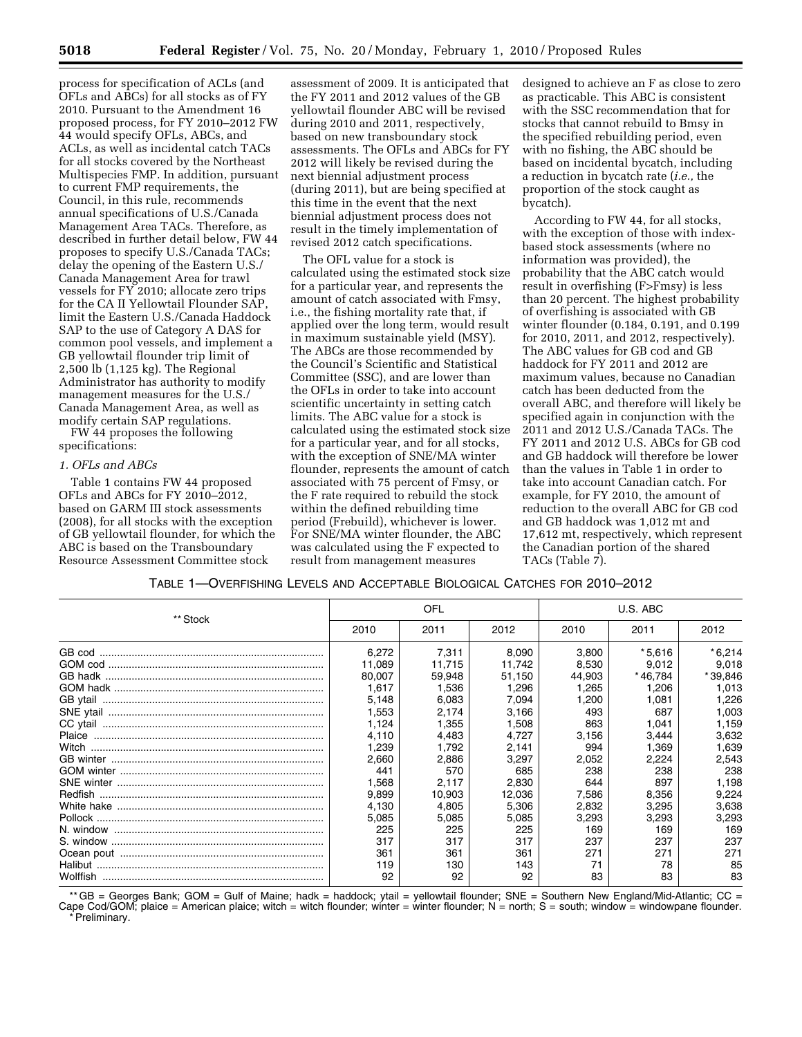process for specification of ACLs (and OFLs and ABCs) for all stocks as of FY 2010. Pursuant to the Amendment 16 proposed process, for FY 2010–2012 FW 44 would specify OFLs, ABCs, and ACLs, as well as incidental catch TACs for all stocks covered by the Northeast Multispecies FMP. In addition, pursuant to current FMP requirements, the Council, in this rule, recommends annual specifications of U.S./Canada Management Area TACs. Therefore, as described in further detail below, FW 44 proposes to specify U.S./Canada TACs; delay the opening of the Eastern U.S./Canada Management Area for trawl vessels for FY 2010; allocate zero trips for the CA II Yellowtail Flounder SAP, limit the Eastern U.S./Canada Haddock SAP to the use of Category A DAS for common pool vessels, and implement a GB yellowtail flounder trip limit of 2,500 lb (1,125 kg). The Regional Administrator has authority to modify management measures for the U.S./Canada Management Area, as well as modify certain SAP regulations.

FW 44 proposes the following specifications:

*1. OFLs and ABCs*

Table 1 contains FW 44 proposed OFLs and ABCs for FY 2010–2012, based on GARM III stock assessments (2008), for all stocks with the exception of GB yellowtail flounder, for which the ABC is based on the Transboundary Resource Assessment Committee stock assessment of 2009. It is anticipated that the FY 2011 and 2012 values of the GB yellowtail flounder ABC will be revised during 2010 and 2011, respectively, based on new transboundary stock assessments. The OFLs and ABCs for FY 2012 will likely be revised during the next biennial adjustment process (during 2011), but are being specified at this time in the event that the next biennial adjustment process does not result in the timely implementation of revised 2012 catch specifications.

The OFL value for a stock is calculated using the estimated stock size for a particular year, and represents the amount of catch associated with Fmsy, i.e., the fishing mortality rate that, if applied over the long term, would result in maximum sustainable yield (MSY). The ABCs are those recommended by the Council's Scientific and Statistical Committee (SSC), and are lower than the OFLs in order to take into account scientific uncertainty in setting catch limits. The ABC value for a stock is calculated using the estimated stock size for a particular year, and for all stocks, with the exception of SNE/MA winter flounder, represents the amount of catch associated with 75 percent of Fmsy, or the F rate required to rebuild the stock within the defined rebuilding time period (Frebuild), whichever is lower. For SNE/MA winter flounder, the ABC was calculated using the F expected to result from management measures designed to achieve an F as close to zero as practicable. This ABC is consistent with the SSC recommendation that for stocks that cannot rebuild to Bmsy in the specified rebuilding period, even with no fishing, the ABC should be based on incidental bycatch, including a reduction in bycatch rate (*i.e.,* the proportion of the stock caught as bycatch).

According to FW 44, for all stocks, with the exception of those with index-based stock assessments (where no information was provided), the probability that the ABC catch would result in overfishing (F>Fmsy) is less than 20 percent. The highest probability of overfishing is associated with GB winter flounder (0.184, 0.191, and 0.199 for 2010, 2011, and 2012, respectively). The ABC values for GB cod and GB haddock for FY 2011 and 2012 are maximum values, because no Canadian catch has been deducted from the overall ABC, and therefore will likely be specified again in conjunction with the 2011 and 2012 U.S./Canada TACs. The FY 2011 and 2012 U.S. ABCs for GB cod and GB haddock will therefore be lower than the values in Table 1 in order to take into account Canadian catch. For example, for FY 2010, the amount of reduction to the overall ABC for GB cod and GB haddock was 1,012 mt and 17,612 mt, respectively, which represent the Canadian portion of the shared TACs (Table 7).

TABLE 1—OVERFISHING LEVELS AND ACCEPTABLE BIOLOGICAL CATCHES FOR 2010–2012

| ** Stock | OFL | | | U.S. ABC | | |
|---|---|---|---|---|---|---|
| | 2010 | 2011 | 2012 | 2010 | 2011 | 2012 |
| GB cod | 6,272 | 7,311 | 8,090 | 3,800 | *5,616 | *6,214 |
| GOM cod | 11,089 | 11,715 | 11,742 | 8,530 | 9,012 | 9,018 |
| GB hadk | 80,007 | 59,948 | 51,150 | 44,903 | *46,784 | *39,846 |
| GOM hadk | 1,617 | 1,536 | 1,296 | 1,265 | 1,206 | 1,013 |
| GB ytail | 5,148 | 6,083 | 7,094 | 1,200 | 1,081 | 1,226 |
| SNE ytail | 1,553 | 2,174 | 3,166 | 493 | 687 | 1,003 |
| CC ytail | 1,124 | 1,355 | 1,508 | 863 | 1,041 | 1,159 |
| Plaice | 4,110 | 4,483 | 4,727 | 3,156 | 3,444 | 3,632 |
| Witch | 1,239 | 1,792 | 2,141 | 994 | 1,369 | 1,639 |
| GB winter | 2,660 | 2,886 | 3,297 | 2,052 | 2,224 | 2,543 |
| GOM winter | 441 | 570 | 685 | 238 | 238 | 238 |
| SNE winter | 1,568 | 2,117 | 2,830 | 644 | 897 | 1,198 |
| Redfish | 9,899 | 10,903 | 12,036 | 7,586 | 8,356 | 9,224 |
| White hake | 4,130 | 4,805 | 5,306 | 2,832 | 3,295 | 3,638 |
| Pollock | 5,085 | 5,085 | 5,085 | 3,293 | 3,293 | 3,293 |
| N. window | 225 | 225 | 225 | 169 | 169 | 169 |
| S. window | 317 | 317 | 317 | 237 | 237 | 237 |
| Ocean pout | 361 | 361 | 361 | 271 | 271 | 271 |
| Halibut | 119 | 130 | 143 | 71 | 78 | 85 |
| Wolffish | 92 | 92 | 92 | 83 | 83 | 83 |

** GB = Georges Bank; GOM = Gulf of Maine; hadk = haddock; ytail = yellowtail flounder; SNE = Southern New England/Mid-Atlantic; CC = Cape Cod/GOM; plaice = American plaice; witch = witch flounder; winter = winter flounder; N = north; S = south; window = windowpane flounder.
* Preliminary.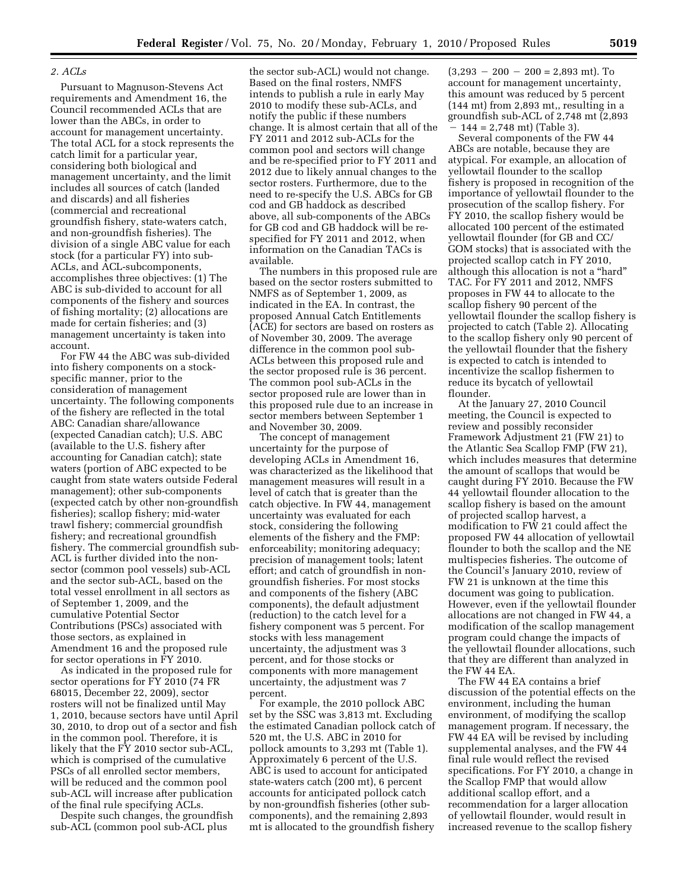*2. ACLs*

Pursuant to Magnuson-Stevens Act requirements and Amendment 16, the Council recommended ACLs that are lower than the ABCs, in order to account for management uncertainty. The total ACL for a stock represents the catch limit for a particular year, considering both biological and management uncertainty, and the limit includes all sources of catch (landed and discards) and all fisheries (commercial and recreational groundfish fishery, state-waters catch, and non-groundfish fisheries). The division of a single ABC value for each stock (for a particular FY) into sub-ACLs, and ACL-subcomponents, accomplishes three objectives: (1) The ABC is sub-divided to account for all components of the fishery and sources of fishing mortality; (2) allocations are made for certain fisheries; and (3) management uncertainty is taken into account.

For FW 44 the ABC was sub-divided into fishery components on a stock-specific manner, prior to the consideration of management uncertainty. The following components of the fishery are reflected in the total ABC: Canadian share/allowance (expected Canadian catch); U.S. ABC (available to the U.S. fishery after accounting for Canadian catch); state waters (portion of ABC expected to be caught from state waters outside Federal management); other sub-components (expected catch by other non-groundfish fisheries); scallop fishery; mid-water trawl fishery; commercial groundfish fishery; and recreational groundfish fishery. The commercial groundfish sub-ACL is further divided into the non-sector (common pool vessels) sub-ACL and the sector sub-ACL, based on the total vessel enrollment in all sectors as of September 1, 2009, and the cumulative Potential Sector Contributions (PSCs) associated with those sectors, as explained in Amendment 16 and the proposed rule for sector operations in FY 2010.

As indicated in the proposed rule for sector operations for FY 2010 (74 FR 68015, December 22, 2009), sector rosters will not be finalized until May 1, 2010, because sectors have until April 30, 2010, to drop out of a sector and fish in the common pool. Therefore, it is likely that the FY 2010 sector sub-ACL, which is comprised of the cumulative PSCs of all enrolled sector members, will be reduced and the common pool sub-ACL will increase after publication of the final rule specifying ACLs.

Despite such changes, the groundfish sub-ACL (common pool sub-ACL plus the sector sub-ACL) would not change. Based on the final rosters, NMFS intends to publish a rule in early May 2010 to modify these sub-ACLs, and notify the public if these numbers change. It is almost certain that all of the FY 2011 and 2012 sub-ACLs for the common pool and sectors will change and be re-specified prior to FY 2011 and 2012 due to likely annual changes to the sector rosters. Furthermore, due to the need to re-specify the U.S. ABCs for GB cod and GB haddock as described above, all sub-components of the ABCs for GB cod and GB haddock will be re-specified for FY 2011 and 2012, when information on the Canadian TACs is available.

The numbers in this proposed rule are based on the sector rosters submitted to NMFS as of September 1, 2009, as indicated in the EA. In contrast, the proposed Annual Catch Entitlements (ACE) for sectors are based on rosters as of November 30, 2009. The average difference in the common pool sub-ACLs between this proposed rule and the sector proposed rule is 36 percent. The common pool sub-ACLs in the sector proposed rule are lower than in this proposed rule due to an increase in sector members between September 1 and November 30, 2009.

The concept of management uncertainty for the purpose of developing ACLs in Amendment 16, was characterized as the likelihood that management measures will result in a level of catch that is greater than the catch objective. In FW 44, management uncertainty was evaluated for each stock, considering the following elements of the fishery and the FMP: enforceability; monitoring adequacy; precision of management tools; latent effort; and catch of groundfish in non-groundfish fisheries. For most stocks and components of the fishery (ABC components), the default adjustment (reduction) to the catch level for a fishery component was 5 percent. For stocks with less management uncertainty, the adjustment was 3 percent, and for those stocks or components with more management uncertainty, the adjustment was 7 percent.

For example, the 2010 pollock ABC set by the SSC was 3,813 mt. Excluding the estimated Canadian pollock catch of 520 mt, the U.S. ABC in 2010 for pollock amounts to 3,293 mt (Table 1). Approximately 6 percent of the U.S. ABC is used to account for anticipated state-waters catch (200 mt), 6 percent accounts for anticipated pollock catch by non-groundfish fisheries (other sub-components), and the remaining 2,893 mt is allocated to the groundfish fishery (3,293 − 200 − 200 = 2,893 mt). To account for management uncertainty, this amount was reduced by 5 percent (144 mt) from 2,893 mt,, resulting in a groundfish sub-ACL of 2,748 mt (2,893 − 144 = 2,748 mt) (Table 3).

Several components of the FW 44 ABCs are notable, because they are atypical. For example, an allocation of yellowtail flounder to the scallop fishery is proposed in recognition of the importance of yellowtail flounder to the prosecution of the scallop fishery. For FY 2010, the scallop fishery would be allocated 100 percent of the estimated yellowtail flounder (for GB and CC/GOM stocks) that is associated with the projected scallop catch in FY 2010, although this allocation is not a "hard" TAC. For FY 2011 and 2012, NMFS proposes in FW 44 to allocate to the scallop fishery 90 percent of the yellowtail flounder the scallop fishery is projected to catch (Table 2). Allocating to the scallop fishery only 90 percent of the yellowtail flounder that the fishery is expected to catch is intended to incentivize the scallop fishermen to reduce its bycatch of yellowtail flounder.

At the January 27, 2010 Council meeting, the Council is expected to review and possibly reconsider Framework Adjustment 21 (FW 21) to the Atlantic Sea Scallop FMP (FW 21), which includes measures that determine the amount of scallops that would be caught during FY 2010. Because the FW 44 yellowtail flounder allocation to the scallop fishery is based on the amount of projected scallop harvest, a modification to FW 21 could affect the proposed FW 44 allocation of yellowtail flounder to both the scallop and the NE multispecies fisheries. The outcome of the Council's January 2010, review of FW 21 is unknown at the time this document was going to publication. However, even if the yellowtail flounder allocations are not changed in FW 44, a modification of the scallop management program could change the impacts of the yellowtail flounder allocations, such that they are different than analyzed in the FW 44 EA.

The FW 44 EA contains a brief discussion of the potential effects on the environment, including the human environment, of modifying the scallop management program. If necessary, the FW 44 EA will be revised by including supplemental analyses, and the FW 44 final rule would reflect the revised specifications. For FY 2010, a change in the Scallop FMP that would allow additional scallop effort, and a recommendation for a larger allocation of yellowtail flounder, would result in increased revenue to the scallop fishery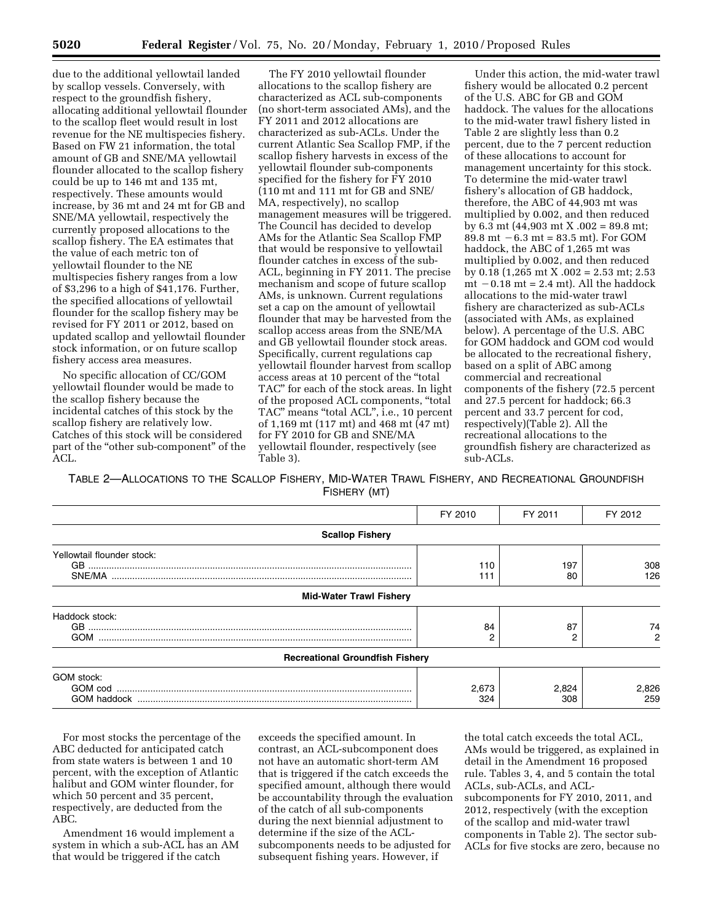due to the additional yellowtail landed by scallop vessels. Conversely, with respect to the groundfish fishery, allocating additional yellowtail flounder to the scallop fleet would result in lost revenue for the NE multispecies fishery. Based on FW 21 information, the total amount of GB and SNE/MA yellowtail flounder allocated to the scallop fishery could be up to 146 mt and 135 mt, respectively. These amounts would increase, by 36 mt and 24 mt for GB and SNE/MA yellowtail, respectively the currently proposed allocations to the scallop fishery. The EA estimates that the value of each metric ton of yellowtail flounder to the NE multispecies fishery ranges from a low of $3,296 to a high of $41,176. Further, the specified allocations of yellowtail flounder for the scallop fishery may be revised for FY 2011 or 2012, based on updated scallop and yellowtail flounder stock information, or on future scallop fishery access area measures.

No specific allocation of CC/GOM yellowtail flounder would be made to the scallop fishery because the incidental catches of this stock by the scallop fishery are relatively low. Catches of this stock will be considered part of the "other sub-component" of the ACL.

The FY 2010 yellowtail flounder allocations to the scallop fishery are characterized as ACL sub-components (no short-term associated AMs), and the FY 2011 and 2012 allocations are characterized as sub-ACLs. Under the current Atlantic Sea Scallop FMP, if the scallop fishery harvests in excess of the yellowtail flounder sub-components specified for the fishery for FY 2010 (110 mt and 111 mt for GB and SNE/MA, respectively), no scallop management measures will be triggered. The Council has decided to develop AMs for the Atlantic Sea Scallop FMP that would be responsive to yellowtail flounder catches in excess of the sub-ACL, beginning in FY 2011. The precise mechanism and scope of future scallop AMs, is unknown. Current regulations set a cap on the amount of yellowtail flounder that may be harvested from the scallop access areas from the SNE/MA and GB yellowtail flounder stock areas. Specifically, current regulations cap yellowtail flounder harvest from scallop access areas at 10 percent of the "total TAC" for each of the stock areas. In light of the proposed ACL components, "total TAC" means "total ACL", i.e., 10 percent of 1,169 mt (117 mt) and 468 mt (47 mt) for FY 2010 for GB and SNE/MA yellowtail flounder, respectively (see Table 3).

Under this action, the mid-water trawl fishery would be allocated 0.2 percent of the U.S. ABC for GB and GOM haddock. The values for the allocations to the mid-water trawl fishery listed in Table 2 are slightly less than 0.2 percent, due to the 7 percent reduction of these allocations to account for management uncertainty for this stock. To determine the mid-water trawl fishery's allocation of GB haddock, therefore, the ABC of 44,903 mt was multiplied by 0.002, and then reduced by 6.3 mt (44,903 mt X .002 = 89.8 mt; 89.8 mt − 6.3 mt = 83.5 mt). For GOM haddock, the ABC of 1,265 mt was multiplied by 0.002, and then reduced by 0.18 (1,265 mt X .002 = 2.53 mt; 2.53 mt − 0.18 mt = 2.4 mt). All the haddock allocations to the mid-water trawl fishery are characterized as sub-ACLs (associated with AMs, as explained below). A percentage of the U.S. ABC for GOM haddock and GOM cod would be allocated to the recreational fishery, based on a split of ABC among commercial and recreational components of the fishery (72.5 percent and 27.5 percent for haddock; 66.3 percent and 33.7 percent for cod, respectively)(Table 2). All the recreational allocations to the groundfish fishery are characterized as sub-ACLs.

TABLE 2—ALLOCATIONS TO THE SCALLOP FISHERY, MID-WATER TRAWL FISHERY, AND RECREATIONAL GROUNDFISH FISHERY (MT)

| | FY 2010 | FY 2011 | FY 2012 |
|---|---|---|---|
| **Scallop Fishery** | | | |
| Yellowtail flounder stock: | | | |
| GB | 110 | 197 | 308 |
| SNE/MA | 111 | 80 | 126 |
| **Mid-Water Trawl Fishery** | | | |
| Haddock stock: | | | |
| GB | 84 | 87 | 74 |
| GOM | 2 | 2 | 2 |
| **Recreational Groundfish Fishery** | | | |
| GOM stock: | | | |
| GOM cod | 2,673 | 2,824 | 2,826 |
| GOM haddock | 324 | 308 | 259 |

For most stocks the percentage of the ABC deducted for anticipated catch from state waters is between 1 and 10 percent, with the exception of Atlantic halibut and GOM winter flounder, for which 50 percent and 35 percent, respectively, are deducted from the ABC.

Amendment 16 would implement a system in which a sub-ACL has an AM that would be triggered if the catch exceeds the specified amount. In contrast, an ACL-subcomponent does not have an automatic short-term AM that is triggered if the catch exceeds the specified amount, although there would be accountability through the evaluation of the catch of all sub-components during the next biennial adjustment to determine if the size of the ACL-subcomponents needs to be adjusted for subsequent fishing years. However, if the total catch exceeds the total ACL, AMs would be triggered, as explained in detail in the Amendment 16 proposed rule. Tables 3, 4, and 5 contain the total ACLs, sub-ACLs, and ACL-subcomponents for FY 2010, 2011, and 2012, respectively (with the exception of the scallop and mid-water trawl components in Table 2). The sector sub-ACLs for five stocks are zero, because no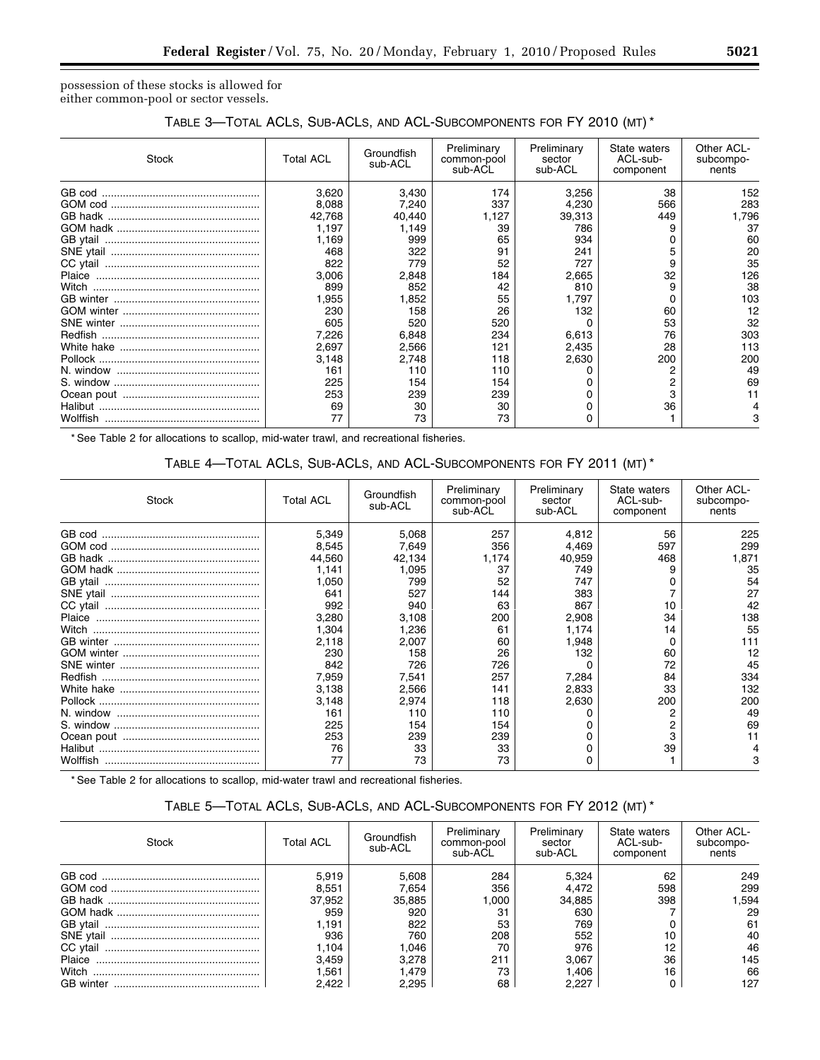possession of these stocks is allowed for either common-pool or sector vessels.

TABLE 3—TOTAL ACLS, SUB-ACLS, AND ACL-SUBCOMPONENTS FOR FY 2010 (MT) *

| Stock | Total ACL | Groundfish sub-ACL | Preliminary common-pool sub-ACL | Preliminary sector sub-ACL | State waters ACL-sub-component | Other ACL-subcompo-nents |
|---|---|---|---|---|---|---|
| GB cod | 3,620 | 3,430 | 174 | 3,256 | 38 | 152 |
| GOM cod | 8,088 | 7,240 | 337 | 4,230 | 566 | 283 |
| GB hadk | 42,768 | 40,440 | 1,127 | 39,313 | 449 | 1,796 |
| GOM hadk | 1,197 | 1,149 | 39 | 786 | 9 | 37 |
| GB ytail | 1,169 | 999 | 65 | 934 | 0 | 60 |
| SNE ytail | 468 | 322 | 91 | 241 | 5 | 20 |
| CC ytail | 822 | 779 | 52 | 727 | 9 | 35 |
| Plaice | 3,006 | 2,848 | 184 | 2,665 | 32 | 126 |
| Witch | 899 | 852 | 42 | 810 | 9 | 38 |
| GB winter | 1,955 | 1,852 | 55 | 1,797 | 0 | 103 |
| GOM winter | 230 | 158 | 26 | 132 | 60 | 12 |
| SNE winter | 605 | 520 | 520 | 0 | 53 | 32 |
| Redfish | 7,226 | 6,848 | 234 | 6,613 | 76 | 303 |
| White hake | 2,697 | 2,566 | 121 | 2,435 | 28 | 113 |
| Pollock | 3,148 | 2,748 | 118 | 2,630 | 200 | 200 |
| N. window | 161 | 110 | 110 | 0 | 2 | 49 |
| S. window | 225 | 154 | 154 | 0 | 2 | 69 |
| Ocean pout | 253 | 239 | 239 | 0 | 3 | 11 |
| Halibut | 69 | 30 | 30 | 0 | 36 | 4 |
| Wolffish | 77 | 73 | 73 | 0 | 1 | 3 |

* See Table 2 for allocations to scallop, mid-water trawl, and recreational fisheries.

TABLE 4—TOTAL ACLS, SUB-ACLS, AND ACL-SUBCOMPONENTS FOR FY 2011 (MT) *

| Stock | Total ACL | Groundfish sub-ACL | Preliminary common-pool sub-ACL | Preliminary sector sub-ACL | State waters ACL-sub-component | Other ACL-subcompo-nents |
|---|---|---|---|---|---|---|
| GB cod | 5,349 | 5,068 | 257 | 4,812 | 56 | 225 |
| GOM cod | 8,545 | 7,649 | 356 | 4,469 | 597 | 299 |
| GB hadk | 44,560 | 42,134 | 1,174 | 40,959 | 468 | 1,871 |
| GOM hadk | 1,141 | 1,095 | 37 | 749 | 9 | 35 |
| GB ytail | 1,050 | 799 | 52 | 747 | 0 | 54 |
| SNE ytail | 641 | 527 | 144 | 383 | 7 | 27 |
| CC ytail | 992 | 940 | 63 | 867 | 10 | 42 |
| Plaice | 3,280 | 3,108 | 200 | 2,908 | 34 | 138 |
| Witch | 1,304 | 1,236 | 61 | 1,174 | 14 | 55 |
| GB winter | 2,118 | 2,007 | 60 | 1,948 | 0 | 111 |
| GOM winter | 230 | 158 | 26 | 132 | 60 | 12 |
| SNE winter | 842 | 726 | 726 | 0 | 72 | 45 |
| Redfish | 7,959 | 7,541 | 257 | 7,284 | 84 | 334 |
| White hake | 3,138 | 2,566 | 141 | 2,833 | 33 | 132 |
| Pollock | 3,148 | 2,974 | 118 | 2,630 | 200 | 200 |
| N. window | 161 | 110 | 110 | 0 | 2 | 49 |
| S. window | 225 | 154 | 154 | 0 | 2 | 69 |
| Ocean pout | 253 | 239 | 239 | 0 | 3 | 11 |
| Halibut | 76 | 33 | 33 | 0 | 39 | 4 |
| Wolffish | 77 | 73 | 73 | 0 | 1 | 3 |

* See Table 2 for allocations to scallop, mid-water trawl and recreational fisheries.

TABLE 5—TOTAL ACLS, SUB-ACLS, AND ACL-SUBCOMPONENTS FOR FY 2012 (MT) *

| Stock | Total ACL | Groundfish sub-ACL | Preliminary common-pool sub-ACL | Preliminary sector sub-ACL | State waters ACL-sub-component | Other ACL-subcompo-nents |
|---|---|---|---|---|---|---|
| GB cod | 5,919 | 5,608 | 284 | 5,324 | 62 | 249 |
| GOM cod | 8,551 | 7,654 | 356 | 4,472 | 598 | 299 |
| GB hadk | 37,952 | 35,885 | 1,000 | 34,885 | 398 | 1,594 |
| GOM hadk | 959 | 920 | 31 | 630 | 7 | 29 |
| GB ytail | 1,191 | 822 | 53 | 769 | 0 | 61 |
| SNE ytail | 936 | 760 | 208 | 552 | 10 | 40 |
| CC ytail | 1,104 | 1,046 | 70 | 976 | 12 | 46 |
| Plaice | 3,459 | 3,278 | 211 | 3,067 | 36 | 145 |
| Witch | 1,561 | 1,479 | 73 | 1,406 | 16 | 66 |
| GB winter | 2,422 | 2,295 | 68 | 2,227 | 0 | 127 |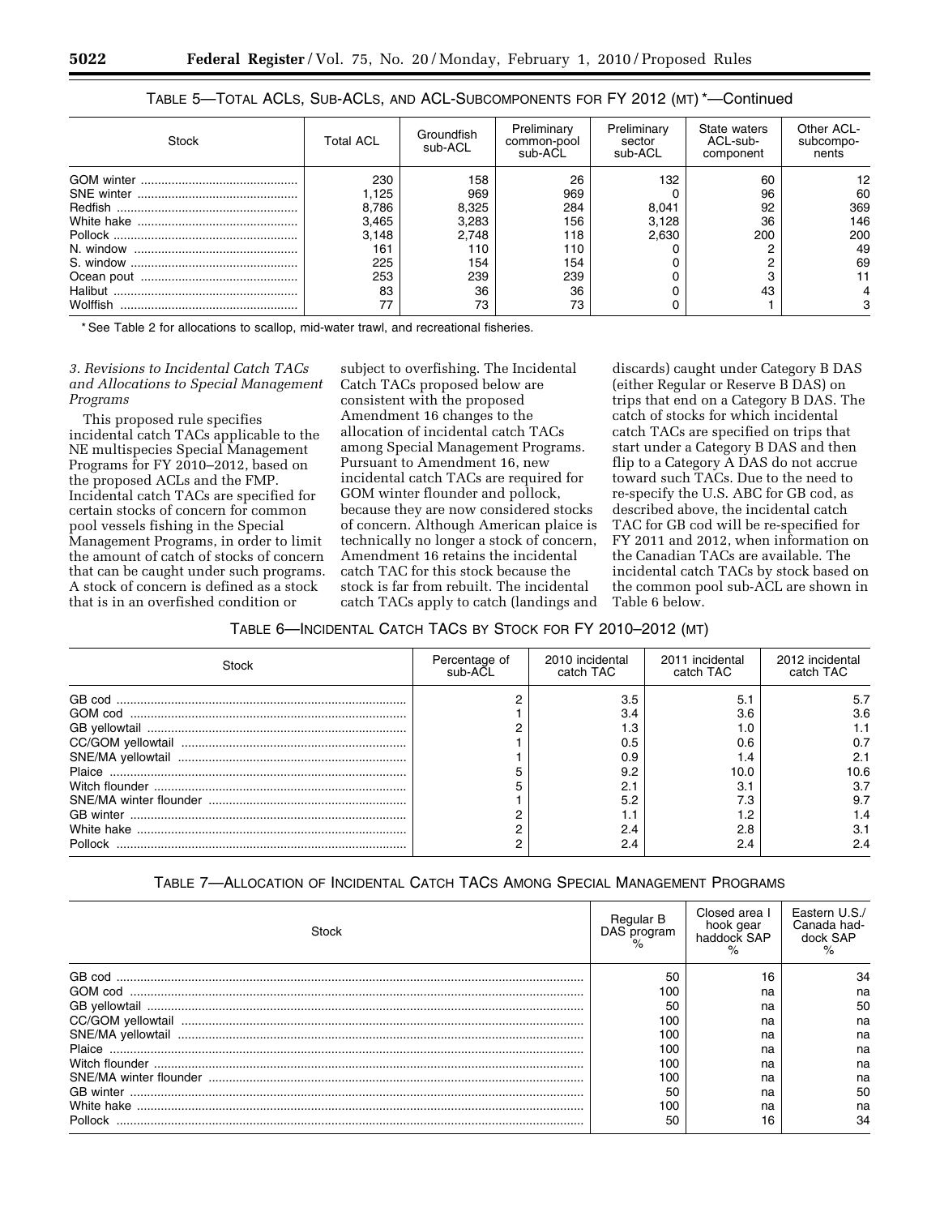TABLE 5—TOTAL ACLS, SUB-ACLS, AND ACL-SUBCOMPONENTS FOR FY 2012 (MT) *—Continued

| Stock | Total ACL | Groundfish sub-ACL | Preliminary common-pool sub-ACL | Preliminary sector sub-ACL | State waters ACL-sub-component | Other ACL-subcomponents |
|---|---|---|---|---|---|---|
| GOM winter | 230 | 158 | 26 | 132 | 60 | 12 |
| SNE winter | 1,125 | 969 | 969 | 0 | 96 | 60 |
| Redfish | 8,786 | 8,325 | 284 | 8,041 | 92 | 369 |
| White hake | 3,465 | 3,283 | 156 | 3,128 | 36 | 146 |
| Pollock | 3,148 | 2,748 | 118 | 2,630 | 200 | 200 |
| N. window | 161 | 110 | 110 | 0 | 2 | 49 |
| S. window | 225 | 154 | 154 | 0 | 2 | 69 |
| Ocean pout | 253 | 239 | 239 | 0 | 3 | 11 |
| Halibut | 83 | 36 | 36 | 0 | 43 | 4 |
| Wolffish | 77 | 73 | 73 | 0 | 1 | 3 |

* See Table 2 for allocations to scallop, mid-water trawl, and recreational fisheries.

*3. Revisions to Incidental Catch TACs and Allocations to Special Management Programs*

This proposed rule specifies incidental catch TACs applicable to the NE multispecies Special Management Programs for FY 2010–2012, based on the proposed ACLs and the FMP. Incidental catch TACs are specified for certain stocks of concern for common pool vessels fishing in the Special Management Programs, in order to limit the amount of catch of stocks of concern that can be caught under such programs. A stock of concern is defined as a stock that is in an overfished condition or subject to overfishing. The Incidental Catch TACs proposed below are consistent with the proposed Amendment 16 changes to the allocation of incidental catch TACs among Special Management Programs. Pursuant to Amendment 16, new incidental catch TACs are required for GOM winter flounder and pollock, because they are now considered stocks of concern. Although American plaice is technically no longer a stock of concern, Amendment 16 retains the incidental catch TAC for this stock because the stock is far from rebuilt. The incidental catch TACs apply to catch (landings and discards) caught under Category B DAS (either Regular or Reserve B DAS) on trips that end on a Category B DAS. The catch of stocks for which incidental catch TACs are specified on trips that start under a Category B DAS and then flip to a Category A DAS do not accrue toward such TACs. Due to the need to re-specify the U.S. ABC for GB cod, as described above, the incidental catch TAC for GB cod will be re-specified for FY 2011 and 2012, when information on the Canadian TACs are available. The incidental catch TACs by stock based on the common pool sub-ACL are shown in Table 6 below.

TABLE 6—INCIDENTAL CATCH TACS BY STOCK FOR FY 2010–2012 (MT)

| Stock | Percentage of sub-ACL | 2010 incidental catch TAC | 2011 incidental catch TAC | 2012 incidental catch TAC |
|---|---|---|---|---|
| GB cod | 2 | 3.5 | 5.1 | 5.7 |
| GOM cod | 1 | 3.4 | 3.6 | 3.6 |
| GB yellowtail | 2 | 1.3 | 1.0 | 1.1 |
| CC/GOM yellowtail | 1 | 0.5 | 0.6 | 0.7 |
| SNE/MA yellowtail | 1 | 0.9 | 1.4 | 2.1 |
| Plaice | 5 | 9.2 | 10.0 | 10.6 |
| Witch flounder | 5 | 2.1 | 3.1 | 3.7 |
| SNE/MA winter flounder | 1 | 5.2 | 7.3 | 9.7 |
| GB winter | 2 | 1.1 | 1.2 | 1.4 |
| White hake | 2 | 2.4 | 2.8 | 3.1 |
| Pollock | 2 | 2.4 | 2.4 | 2.4 |

TABLE 7—ALLOCATION OF INCIDENTAL CATCH TACS AMONG SPECIAL MANAGEMENT PROGRAMS

| Stock | Regular B DAS program % | Closed area I hook gear haddock SAP % | Eastern U.S./ Canada haddock SAP % |
|---|---|---|---|
| GB cod | 50 | 16 | 34 |
| GOM cod | 100 | na | na |
| GB yellowtail | 50 | na | 50 |
| CC/GOM yellowtail | 100 | na | na |
| SNE/MA yellowtail | 100 | na | na |
| Plaice | 100 | na | na |
| Witch flounder | 100 | na | na |
| SNE/MA winter flounder | 100 | na | na |
| GB winter | 50 | na | 50 |
| White hake | 100 | na | na |
| Pollock | 50 | 16 | 34 |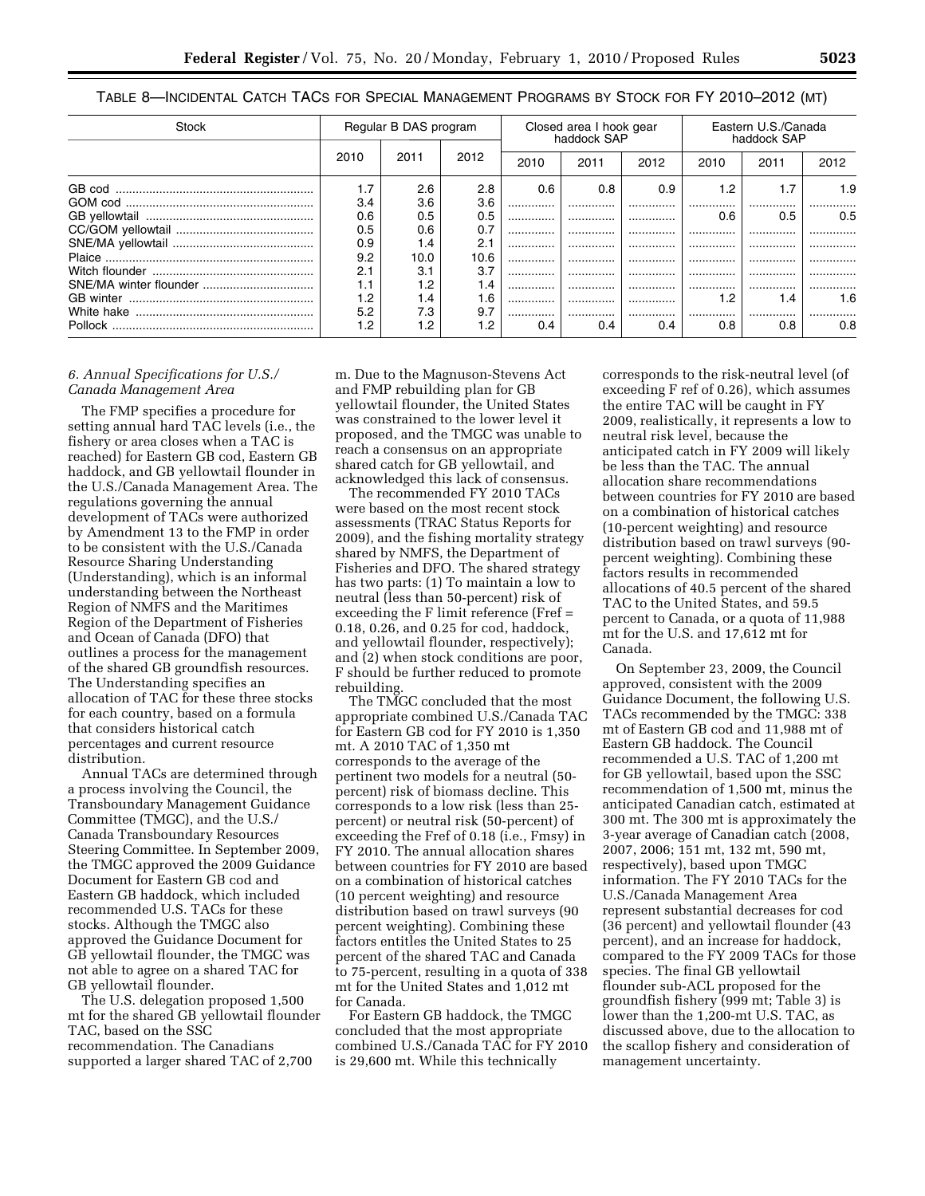TABLE 8—INCIDENTAL CATCH TACS FOR SPECIAL MANAGEMENT PROGRAMS BY STOCK FOR FY 2010–2012 (MT)

| Stock | Regular B DAS program | | | Closed area I hook gear haddock SAP | | | Eastern U.S./Canada haddock SAP | | |
|---|---|---|---|---|---|---|---|---|---|
| | 2010 | 2011 | 2012 | 2010 | 2011 | 2012 | 2010 | 2011 | 2012 |
| GB cod | 1.7 | 2.6 | 2.8 | 0.6 | 0.8 | 0.9 | 1.2 | 1.7 | 1.9 |
| GOM cod | 3.4 | 3.6 | 3.6 | | | | | | |
| GB yellowtail | 0.6 | 0.5 | 0.5 | | | | 0.6 | 0.5 | 0.5 |
| CC/GOM yellowtail | 0.5 | 0.6 | 0.7 | | | | | | |
| SNE/MA yellowtail | 0.9 | 1.4 | 2.1 | | | | | | |
| Plaice | 9.2 | 10.0 | 10.6 | | | | | | |
| Witch flounder | 2.1 | 3.1 | 3.7 | | | | | | |
| SNE/MA winter flounder | 1.1 | 1.2 | 1.4 | | | | | | |
| GB winter | 1.2 | 1.4 | 1.6 | | | | 1.2 | 1.4 | 1.6 |
| White hake | 5.2 | 7.3 | 9.7 | | | | | | |
| Pollock | 1.2 | 1.2 | 1.2 | 0.4 | 0.4 | 0.4 | 0.8 | 0.8 | 0.8 |

*6. Annual Specifications for U.S./Canada Management Area*

The FMP specifies a procedure for setting annual hard TAC levels (i.e., the fishery or area closes when a TAC is reached) for Eastern GB cod, Eastern GB haddock, and GB yellowtail flounder in the U.S./Canada Management Area. The regulations governing the annual development of TACs were authorized by Amendment 13 to the FMP in order to be consistent with the U.S./Canada Resource Sharing Understanding (Understanding), which is an informal understanding between the Northeast Region of NMFS and the Maritimes Region of the Department of Fisheries and Ocean of Canada (DFO) that outlines a process for the management of the shared GB groundfish resources. The Understanding specifies an allocation of TAC for these three stocks for each country, based on a formula that considers historical catch percentages and current resource distribution.

Annual TACs are determined through a process involving the Council, the Transboundary Management Guidance Committee (TMGC), and the U.S./Canada Transboundary Resources Steering Committee. In September 2009, the TMGC approved the 2009 Guidance Document for Eastern GB cod and Eastern GB haddock, which included recommended U.S. TACs for these stocks. Although the TMGC also approved the Guidance Document for GB yellowtail flounder, the TMGC was not able to agree on a shared TAC for GB yellowtail flounder.

The U.S. delegation proposed 1,500 mt for the shared GB yellowtail flounder TAC, based on the SSC recommendation. The Canadians supported a larger shared TAC of 2,700 m. Due to the Magnuson-Stevens Act and FMP rebuilding plan for GB yellowtail flounder, the United States was constrained to the lower level it proposed, and the TMGC was unable to reach a consensus on an appropriate shared catch for GB yellowtail, and acknowledged this lack of consensus.

The recommended FY 2010 TACs were based on the most recent stock assessments (TRAC Status Reports for 2009), and the fishing mortality strategy shared by NMFS, the Department of Fisheries and DFO. The shared strategy has two parts: (1) To maintain a low to neutral (less than 50-percent) risk of exceeding the F limit reference (Fref = 0.18, 0.26, and 0.25 for cod, haddock, and yellowtail flounder, respectively); and (2) when stock conditions are poor, F should be further reduced to promote rebuilding.

The TMGC concluded that the most appropriate combined U.S./Canada TAC for Eastern GB cod for FY 2010 is 1,350 mt. A 2010 TAC of 1,350 mt corresponds to the average of the pertinent two models for a neutral (50-percent) risk of biomass decline. This corresponds to a low risk (less than 25-percent) or neutral risk (50-percent) of exceeding the Fref of 0.18 (i.e., Fmsy) in FY 2010. The annual allocation shares between countries for FY 2010 are based on a combination of historical catches (10 percent weighting) and resource distribution based on trawl surveys (90 percent weighting). Combining these factors entitles the United States to 25 percent of the shared TAC and Canada to 75-percent, resulting in a quota of 338 mt for the United States and 1,012 mt for Canada.

For Eastern GB haddock, the TMGC concluded that the most appropriate combined U.S./Canada TAC for FY 2010 is 29,600 mt. While this technically corresponds to the risk-neutral level (of exceeding F ref of 0.26), which assumes the entire TAC will be caught in FY 2009, realistically, it represents a low to neutral risk level, because the anticipated catch in FY 2009 will likely be less than the TAC. The annual allocation share recommendations between countries for FY 2010 are based on a combination of historical catches (10-percent weighting) and resource distribution based on trawl surveys (90-percent weighting). Combining these factors results in recommended allocations of 40.5 percent of the shared TAC to the United States, and 59.5 percent to Canada, or a quota of 11,988 mt for the U.S. and 17,612 mt for Canada.

On September 23, 2009, the Council approved, consistent with the 2009 Guidance Document, the following U.S. TACs recommended by the TMGC: 338 mt of Eastern GB cod and 11,988 mt of Eastern GB haddock. The Council recommended a U.S. TAC of 1,200 mt for GB yellowtail, based upon the SSC recommendation of 1,500 mt, minus the anticipated Canadian catch, estimated at 300 mt. The 300 mt is approximately the 3-year average of Canadian catch (2008, 2007, 2006; 151 mt, 132 mt, 590 mt, respectively), based upon TMGC information. The FY 2010 TACs for the U.S./Canada Management Area represent substantial decreases for cod (36 percent) and yellowtail flounder (43 percent), and an increase for haddock, compared to the FY 2009 TACs for those species. The final GB yellowtail flounder sub-ACL proposed for the groundfish fishery (999 mt; Table 3) is lower than the 1,200-mt U.S. TAC, as discussed above, due to the allocation to the scallop fishery and consideration of management uncertainty.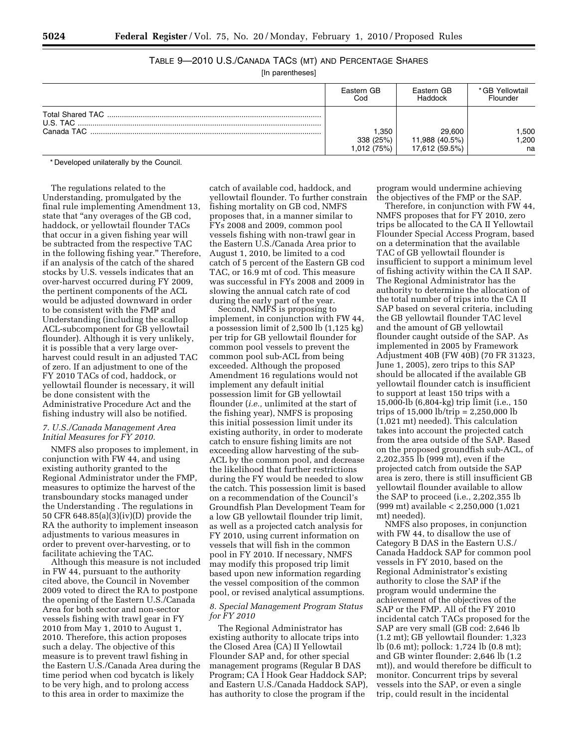### TABLE 9—2010 U.S./CANADA TACs (MT) AND PERCENTAGE SHARES

[In parentheses]

| | Eastern GB Cod | Eastern GB Haddock | *GB Yellowtail Flounder |
|---|---|---|---|
| Total Shared TAC | 1,350 | 29,600 | 1,500 |
| U.S. TAC | 338 (25%) | 11,988 (40.5%) | 1,200 |
| Canada TAC | 1,012 (75%) | 17,612 (59.5%) | na |

\* Developed unilaterally by the Council.

The regulations related to the Understanding, promulgated by the final rule implementing Amendment 13, state that "any overages of the GB cod, haddock, or yellowtail flounder TACs that occur in a given fishing year will be subtracted from the respective TAC in the following fishing year." Therefore, if an analysis of the catch of the shared stocks by U.S. vessels indicates that an over-harvest occurred during FY 2009, the pertinent components of the ACL would be adjusted downward in order to be consistent with the FMP and Understanding (including the scallop ACL-subcomponent for GB yellowtail flounder). Although it is very unlikely, it is possible that a very large over-harvest could result in an adjusted TAC of zero. If an adjustment to one of the FY 2010 TACs of cod, haddock, or yellowtail flounder is necessary, it will be done consistent with the Administrative Procedure Act and the fishing industry will also be notified.

*7. U.S./Canada Management Area Initial Measures for FY 2010.*

NMFS also proposes to implement, in conjunction with FW 44, and using existing authority granted to the Regional Administrator under the FMP, measures to optimize the harvest of the transboundary stocks managed under the Understanding . The regulations in 50 CFR 648.85(a)(3)(iv)(D) provide the RA the authority to implement inseason adjustments to various measures in order to prevent over-harvesting, or to facilitate achieving the TAC.

Although this measure is not included in FW 44, pursuant to the authority cited above, the Council in November 2009 voted to direct the RA to postpone the opening of the Eastern U.S./Canada Area for both sector and non-sector vessels fishing with trawl gear in FY 2010 from May 1, 2010 to August 1, 2010. Therefore, this action proposes such a delay. The objective of this measure is to prevent trawl fishing in the Eastern U.S./Canada Area during the time period when cod bycatch is likely to be very high, and to prolong access to this area in order to maximize the catch of available cod, haddock, and yellowtail flounder. To further constrain fishing mortality on GB cod, NMFS proposes that, in a manner similar to FYs 2008 and 2009, common pool vessels fishing with non-trawl gear in the Eastern U.S./Canada Area prior to August 1, 2010, be limited to a cod catch of 5 percent of the Eastern GB cod TAC, or 16.9 mt of cod. This measure was successful in FYs 2008 and 2009 in slowing the annual catch rate of cod during the early part of the year.

Second, NMFS is proposing to implement, in conjunction with FW 44, a possession limit of 2,500 lb (1,125 kg) per trip for GB yellowtail flounder for common pool vessels to prevent the common pool sub-ACL from being exceeded. Although the proposed Amendment 16 regulations would not implement any default initial possession limit for GB yellowtail flounder (*i.e.,* unlimited at the start of the fishing year), NMFS is proposing this initial possession limit under its existing authority, in order to moderate catch to ensure fishing limits are not exceeding allow harvesting of the sub-ACL by the common pool, and decrease the likelihood that further restrictions during the FY would be needed to slow the catch. This possession limit is based on a recommendation of the Council's Groundfish Plan Development Team for a low GB yellowtail flounder trip limit, as well as a projected catch analysis for FY 2010, using current information on vessels that will fish in the common pool in FY 2010. If necessary, NMFS may modify this proposed trip limit based upon new information regarding the vessel composition of the common pool, or revised analytical assumptions.

*8. Special Management Program Status for FY 2010*

The Regional Administrator has existing authority to allocate trips into the Closed Area (CA) II Yellowtail Flounder SAP and, for other special management programs (Regular B DAS Program; CA I Hook Gear Haddock SAP; and Eastern U.S./Canada Haddock SAP), has authority to close the program if the program would undermine achieving the objectives of the FMP or the SAP.

Therefore, in conjunction with FW 44, NMFS proposes that for FY 2010, zero trips be allocated to the CA II Yellowtail Flounder Special Access Program, based on a determination that the available TAC of GB yellowtail flounder is insufficient to support a minimum level of fishing activity within the CA II SAP. The Regional Administrator has the authority to determine the allocation of the total number of trips into the CA II SAP based on several criteria, including the GB yellowtail flounder TAC level and the amount of GB yellowtail flounder caught outside of the SAP. As implemented in 2005 by Framework Adjustment 40B (FW 40B) (70 FR 31323, June 1, 2005), zero trips to this SAP should be allocated if the available GB yellowtail flounder catch is insufficient to support at least 150 trips with a 15,000-lb (6,804-kg) trip limit (i.e., 150 trips of 15,000 lb/trip = 2,250,000 lb (1,021 mt) needed). This calculation takes into account the projected catch from the area outside of the SAP. Based on the proposed groundfish sub-ACL, of 2,202,355 lb (999 mt), even if the projected catch from outside the SAP area is zero, there is still insufficient GB yellowtail flounder available to allow the SAP to proceed (i.e., 2,202,355 lb (999 mt) available < 2,250,000 (1,021 mt) needed).

NMFS also proposes, in conjunction with FW 44, to disallow the use of Category B DAS in the Eastern U.S./Canada Haddock SAP for common pool vessels in FY 2010, based on the Regional Administrator's existing authority to close the SAP if the program would undermine the achievement of the objectives of the SAP or the FMP. All of the FY 2010 incidental catch TACs proposed for the SAP are very small (GB cod: 2,646 lb (1.2 mt); GB yellowtail flounder: 1,323 lb (0.6 mt); pollock: 1,724 lb (0.8 mt); and GB winter flounder: 2,646 lb (1.2 mt)), and would therefore be difficult to monitor. Concurrent trips by several vessels into the SAP, or even a single trip, could result in the incidental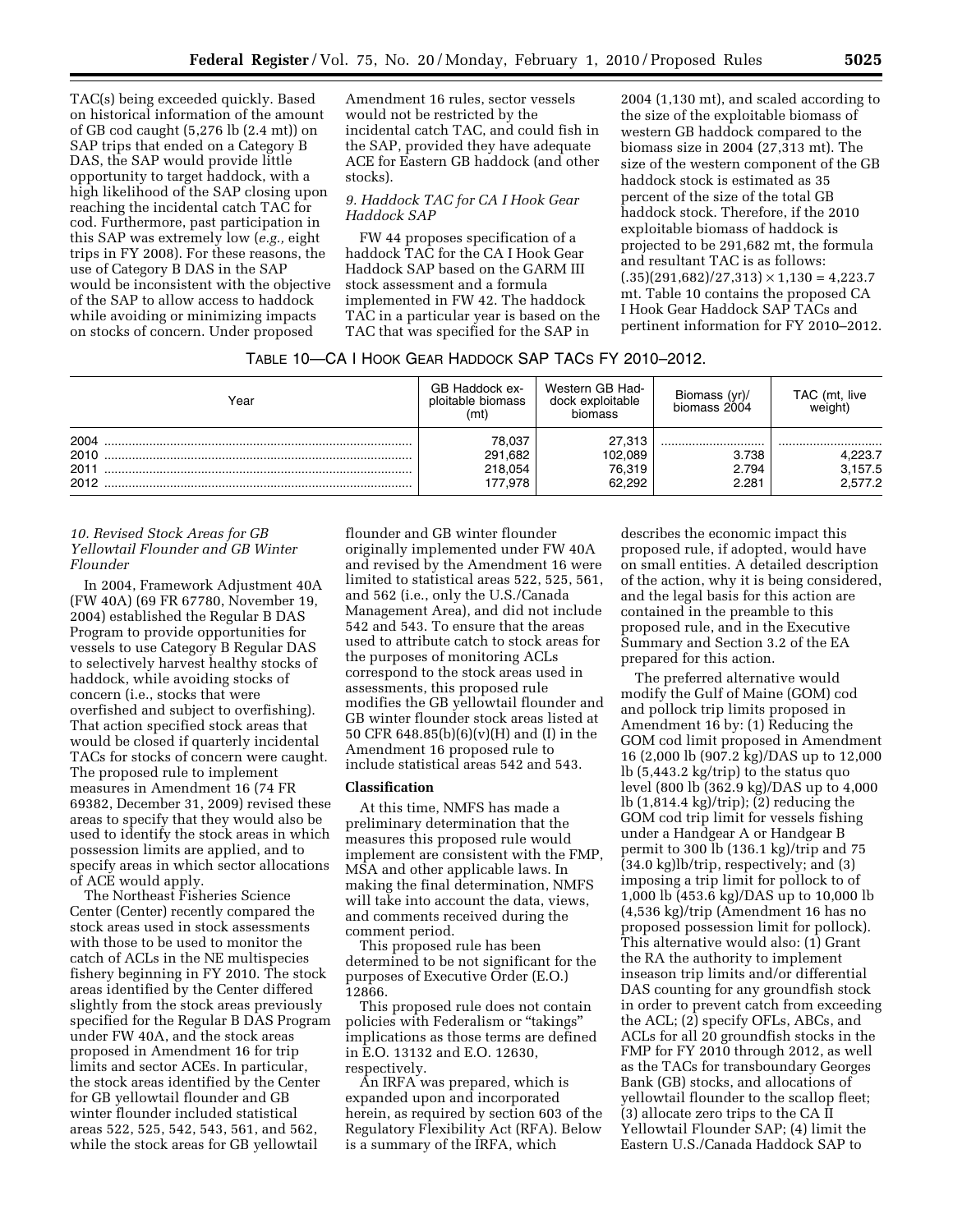TAC(s) being exceeded quickly. Based on historical information of the amount of GB cod caught (5,276 lb (2.4 mt)) on SAP trips that ended on a Category B DAS, the SAP would provide little opportunity to target haddock, with a high likelihood of the SAP closing upon reaching the incidental catch TAC for cod. Furthermore, past participation in this SAP was extremely low (*e.g.,* eight trips in FY 2008). For these reasons, the use of Category B DAS in the SAP would be inconsistent with the objective of the SAP to allow access to haddock while avoiding or minimizing impacts on stocks of concern. Under proposed Amendment 16 rules, sector vessels would not be restricted by the incidental catch TAC, and could fish in the SAP, provided they have adequate ACE for Eastern GB haddock (and other stocks).

*9. Haddock TAC for CA I Hook Gear Haddock SAP*

FW 44 proposes specification of a haddock TAC for the CA I Hook Gear Haddock SAP based on the GARM III stock assessment and a formula implemented in FW 42. The haddock TAC in a particular year is based on the TAC that was specified for the SAP in 2004 (1,130 mt), and scaled according to the size of the exploitable biomass of western GB haddock compared to the biomass size in 2004 (27,313 mt). The size of the western component of the GB haddock stock is estimated as 35 percent of the size of the total GB haddock stock. Therefore, if the 2010 exploitable biomass of haddock is projected to be 291,682 mt, the formula and resultant TAC is as follows: $(.35)(291,682)/27,313) \times 1,130 = 4,223.7$ mt. Table 10 contains the proposed CA I Hook Gear Haddock SAP TACs and pertinent information for FY 2010–2012.

TABLE 10—CA I HOOK GEAR HADDOCK SAP TACS FY 2010–2012.

| Year | GB Haddock exploitable biomass (mt) | Western GB Haddock exploitable biomass | Biomass (yr)/ biomass 2004 | TAC (mt, live weight) |
|---|---|---|---|---|
| 2004 | 78,037 | 27,313 | | |
| 2010 | 291,682 | 102,089 | 3.738 | 4,223.7 |
| 2011 | 218,054 | 76,319 | 2.794 | 3,157.5 |
| 2012 | 177,978 | 62,292 | 2.281 | 2,577.2 |

*10. Revised Stock Areas for GB Yellowtail Flounder and GB Winter Flounder*

In 2004, Framework Adjustment 40A (FW 40A) (69 FR 67780, November 19, 2004) established the Regular B DAS Program to provide opportunities for vessels to use Category B Regular DAS to selectively harvest healthy stocks of haddock, while avoiding stocks of concern (i.e., stocks that were overfished and subject to overfishing). That action specified stock areas that would be closed if quarterly incidental TACs for stocks of concern were caught. The proposed rule to implement measures in Amendment 16 (74 FR 69382, December 31, 2009) revised these areas to specify that they would also be used to identify the stock areas in which possession limits are applied, and to specify areas in which sector allocations of ACE would apply.

The Northeast Fisheries Science Center (Center) recently compared the stock areas used in stock assessments with those to be used to monitor the catch of ACLs in the NE multispecies fishery beginning in FY 2010. The stock areas identified by the Center differed slightly from the stock areas previously specified for the Regular B DAS Program under FW 40A, and the stock areas proposed in Amendment 16 for trip limits and sector ACEs. In particular, the stock areas identified by the Center for GB yellowtail flounder and GB winter flounder included statistical areas 522, 525, 542, 543, 561, and 562, while the stock areas for GB yellowtail flounder and GB winter flounder originally implemented under FW 40A and revised by the Amendment 16 were limited to statistical areas 522, 525, 561, and 562 (i.e., only the U.S./Canada Management Area), and did not include 542 and 543. To ensure that the areas used to attribute catch to stock areas for the purposes of monitoring ACLs correspond to the stock areas used in assessments, this proposed rule modifies the GB yellowtail flounder and GB winter flounder stock areas listed at 50 CFR 648.85(b)(6)(v)(H) and (I) in the Amendment 16 proposed rule to include statistical areas 542 and 543.

## Classification

At this time, NMFS has made a preliminary determination that the measures this proposed rule would implement are consistent with the FMP, MSA and other applicable laws. In making the final determination, NMFS will take into account the data, views, and comments received during the comment period.

This proposed rule has been determined to be not significant for the purposes of Executive Order (E.O.) 12866.

This proposed rule does not contain policies with Federalism or "takings" implications as those terms are defined in E.O. 13132 and E.O. 12630, respectively.

An IRFA was prepared, which is expanded upon and incorporated herein, as required by section 603 of the Regulatory Flexibility Act (RFA). Below is a summary of the IRFA, which describes the economic impact this proposed rule, if adopted, would have on small entities. A detailed description of the action, why it is being considered, and the legal basis for this action are contained in the preamble to this proposed rule, and in the Executive Summary and Section 3.2 of the EA prepared for this action.

The preferred alternative would modify the Gulf of Maine (GOM) cod and pollock trip limits proposed in Amendment 16 by: (1) Reducing the GOM cod limit proposed in Amendment 16 (2,000 lb (907.2 kg)/DAS up to 12,000 lb (5,443.2 kg/trip) to the status quo level (800 lb (362.9 kg)/DAS up to 4,000 lb (1,814.4 kg)/trip); (2) reducing the GOM cod trip limit for vessels fishing under a Handgear A or Handgear B permit to 300 lb (136.1 kg)/trip and 75 (34.0 kg)lb/trip, respectively; and (3) imposing a trip limit for pollock to of 1,000 lb (453.6 kg)/DAS up to 10,000 lb (4,536 kg)/trip (Amendment 16 has no proposed possession limit for pollock). This alternative would also: (1) Grant the RA the authority to implement inseason trip limits and/or differential DAS counting for any groundfish stock in order to prevent catch from exceeding the ACL; (2) specify OFLs, ABCs, and ACLs for all 20 groundfish stocks in the FMP for FY 2010 through 2012, as well as the TACs for transboundary Georges Bank (GB) stocks, and allocations of yellowtail flounder to the scallop fleet; (3) allocate zero trips to the CA II Yellowtail Flounder SAP; (4) limit the Eastern U.S./Canada Haddock SAP to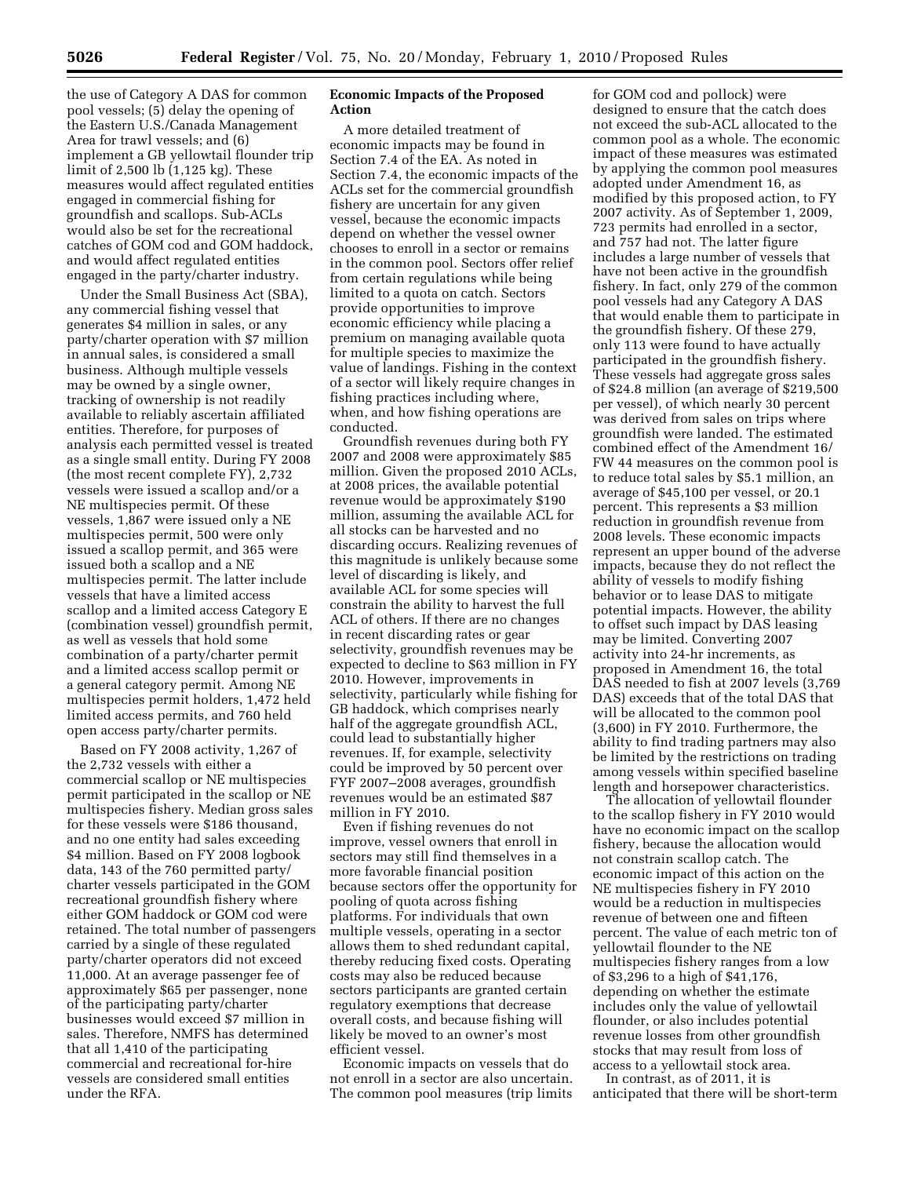the use of Category A DAS for common pool vessels; (5) delay the opening of the Eastern U.S./Canada Management Area for trawl vessels; and (6) implement a GB yellowtail flounder trip limit of 2,500 lb (1,125 kg). These measures would affect regulated entities engaged in commercial fishing for groundfish and scallops. Sub-ACLs would also be set for the recreational catches of GOM cod and GOM haddock, and would affect regulated entities engaged in the party/charter industry.

Under the Small Business Act (SBA), any commercial fishing vessel that generates $4 million in sales, or any party/charter operation with $7 million in annual sales, is considered a small business. Although multiple vessels may be owned by a single owner, tracking of ownership is not readily available to reliably ascertain affiliated entities. Therefore, for purposes of analysis each permitted vessel is treated as a single small entity. During FY 2008 (the most recent complete FY), 2,732 vessels were issued a scallop and/or a NE multispecies permit. Of these vessels, 1,867 were issued only a NE multispecies permit, 500 were only issued a scallop permit, and 365 were issued both a scallop and a NE multispecies permit. The latter include vessels that have a limited access scallop and a limited access Category E (combination vessel) groundfish permit, as well as vessels that hold some combination of a party/charter permit and a limited access scallop permit or a general category permit. Among NE multispecies permit holders, 1,472 held limited access permits, and 760 held open access party/charter permits.

Based on FY 2008 activity, 1,267 of the 2,732 vessels with either a commercial scallop or NE multispecies permit participated in the scallop or NE multispecies fishery. Median gross sales for these vessels were $186 thousand, and no one entity had sales exceeding $4 million. Based on FY 2008 logbook data, 143 of the 760 permitted party/charter vessels participated in the GOM recreational groundfish fishery where either GOM haddock or GOM cod were retained. The total number of passengers carried by a single of these regulated party/charter operators did not exceed 11,000. At an average passenger fee of approximately $65 per passenger, none of the participating party/charter businesses would exceed $7 million in sales. Therefore, NMFS has determined that all 1,410 of the participating commercial and recreational for-hire vessels are considered small entities under the RFA.

**Economic Impacts of the Proposed Action**

A more detailed treatment of economic impacts may be found in Section 7.4 of the EA. As noted in Section 7.4, the economic impacts of the ACLs set for the commercial groundfish fishery are uncertain for any given vessel, because the economic impacts depend on whether the vessel owner chooses to enroll in a sector or remains in the common pool. Sectors offer relief from certain regulations while being limited to a quota on catch. Sectors provide opportunities to improve economic efficiency while placing a premium on managing available quota for multiple species to maximize the value of landings. Fishing in the context of a sector will likely require changes in fishing practices including where, when, and how fishing operations are conducted.

Groundfish revenues during both FY 2007 and 2008 were approximately $85 million. Given the proposed 2010 ACLs, at 2008 prices, the available potential revenue would be approximately $190 million, assuming the available ACL for all stocks can be harvested and no discarding occurs. Realizing revenues of this magnitude is unlikely because some level of discarding is likely, and available ACL for some species will constrain the ability to harvest the full ACL of others. If there are no changes in recent discarding rates or gear selectivity, groundfish revenues may be expected to decline to $63 million in FY 2010. However, improvements in selectivity, particularly while fishing for GB haddock, which comprises nearly half of the aggregate groundfish ACL, could lead to substantially higher revenues. If, for example, selectivity could be improved by 50 percent over FYF 2007–2008 averages, groundfish revenues would be an estimated $87 million in FY 2010.

Even if fishing revenues do not improve, vessel owners that enroll in sectors may still find themselves in a more favorable financial position because sectors offer the opportunity for pooling of quota across fishing platforms. For individuals that own multiple vessels, operating in a sector allows them to shed redundant capital, thereby reducing fixed costs. Operating costs may also be reduced because sectors participants are granted certain regulatory exemptions that decrease overall costs, and because fishing will likely be moved to an owner's most efficient vessel.

Economic impacts on vessels that do not enroll in a sector are also uncertain. The common pool measures (trip limits for GOM cod and pollock) were designed to ensure that the catch does not exceed the sub-ACL allocated to the common pool as a whole. The economic impact of these measures was estimated by applying the common pool measures adopted under Amendment 16, as modified by this proposed action, to FY 2007 activity. As of September 1, 2009, 723 permits had enrolled in a sector, and 757 had not. The latter figure includes a large number of vessels that have not been active in the groundfish fishery. In fact, only 279 of the common pool vessels had any Category A DAS that would enable them to participate in the groundfish fishery. Of these 279, only 113 were found to have actually participated in the groundfish fishery. These vessels had aggregate gross sales of $24.8 million (an average of $219,500 per vessel), of which nearly 30 percent was derived from sales on trips where groundfish were landed. The estimated combined effect of the Amendment 16/FW 44 measures on the common pool is to reduce total sales by $5.1 million, an average of $45,100 per vessel, or 20.1 percent. This represents a $3 million reduction in groundfish revenue from 2008 levels. These economic impacts represent an upper bound of the adverse impacts, because they do not reflect the ability of vessels to modify fishing behavior or to lease DAS to mitigate potential impacts. However, the ability to offset such impact by DAS leasing may be limited. Converting 2007 activity into 24-hr increments, as proposed in Amendment 16, the total DAS needed to fish at 2007 levels (3,769 DAS) exceeds that of the total DAS that will be allocated to the common pool (3,600) in FY 2010. Furthermore, the ability to find trading partners may also be limited by the restrictions on trading among vessels within specified baseline length and horsepower characteristics.

The allocation of yellowtail flounder to the scallop fishery in FY 2010 would have no economic impact on the scallop fishery, because the allocation would not constrain scallop catch. The economic impact of this action on the NE multispecies fishery in FY 2010 would be a reduction in multispecies revenue of between one and fifteen percent. The value of each metric ton of yellowtail flounder to the NE multispecies fishery ranges from a low of $3,296 to a high of $41,176, depending on whether the estimate includes only the value of yellowtail flounder, or also includes potential revenue losses from other groundfish stocks that may result from loss of access to a yellowtail stock area.

In contrast, as of 2011, it is anticipated that there will be short-term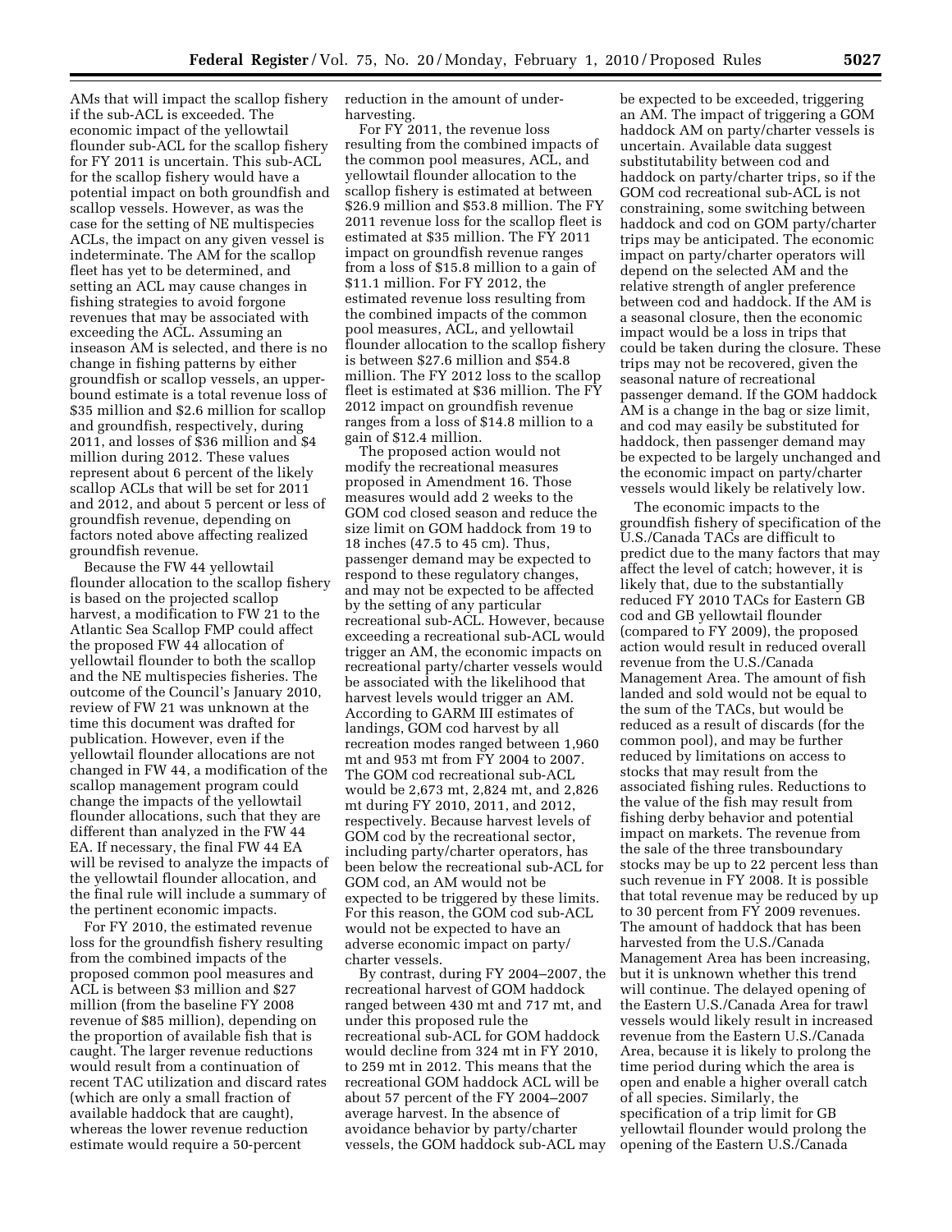AMs that will impact the scallop fishery if the sub-ACL is exceeded. The economic impact of the yellowtail flounder sub-ACL for the scallop fishery for FY 2011 is uncertain. This sub-ACL for the scallop fishery would have a potential impact on both groundfish and scallop vessels. However, as was the case for the setting of NE multispecies ACLs, the impact on any given vessel is indeterminate. The AM for the scallop fleet has yet to be determined, and setting an ACL may cause changes in fishing strategies to avoid forgone revenues that may be associated with exceeding the ACL. Assuming an inseason AM is selected, and there is no change in fishing patterns by either groundfish or scallop vessels, an upper-bound estimate is a total revenue loss of $35 million and $2.6 million for scallop and groundfish, respectively, during 2011, and losses of $36 million and $4 million during 2012. These values represent about 6 percent of the likely scallop ACLs that will be set for 2011 and 2012, and about 5 percent or less of groundfish revenue, depending on factors noted above affecting realized groundfish revenue.

Because the FW 44 yellowtail flounder allocation to the scallop fishery is based on the projected scallop harvest, a modification to FW 21 to the Atlantic Sea Scallop FMP could affect the proposed FW 44 allocation of yellowtail flounder to both the scallop and the NE multispecies fisheries. The outcome of the Council's January 2010, review of FW 21 was unknown at the time this document was drafted for publication. However, even if the yellowtail flounder allocations are not changed in FW 44, a modification of the scallop management program could change the impacts of the yellowtail flounder allocations, such that they are different than analyzed in the FW 44 EA. If necessary, the final FW 44 EA will be revised to analyze the impacts of the yellowtail flounder allocation, and the final rule will include a summary of the pertinent economic impacts.

For FY 2010, the estimated revenue loss for the groundfish fishery resulting from the combined impacts of the proposed common pool measures and ACL is between $3 million and $27 million (from the baseline FY 2008 revenue of $85 million), depending on the proportion of available fish that is caught. The larger revenue reductions would result from a continuation of recent TAC utilization and discard rates (which are only a small fraction of available haddock that are caught), whereas the lower revenue reduction estimate would require a 50-percent reduction in the amount of under-harvesting.

For FY 2011, the revenue loss resulting from the combined impacts of the common pool measures, ACL, and yellowtail flounder allocation to the scallop fishery is estimated at between $26.9 million and $53.8 million. The FY 2011 revenue loss for the scallop fleet is estimated at $35 million. The FY 2011 impact on groundfish revenue ranges from a loss of $15.8 million to a gain of $11.1 million. For FY 2012, the estimated revenue loss resulting from the combined impacts of the common pool measures, ACL, and yellowtail flounder allocation to the scallop fishery is between $27.6 million and $54.8 million. The FY 2012 loss to the scallop fleet is estimated at $36 million. The FY 2012 impact on groundfish revenue ranges from a loss of $14.8 million to a gain of $12.4 million.

The proposed action would not modify the recreational measures proposed in Amendment 16. Those measures would add 2 weeks to the GOM cod closed season and reduce the size limit on GOM haddock from 19 to 18 inches (47.5 to 45 cm). Thus, passenger demand may be expected to respond to these regulatory changes, and may not be expected to be affected by the setting of any particular recreational sub-ACL. However, because exceeding a recreational sub-ACL would trigger an AM, the economic impacts on recreational party/charter vessels would be associated with the likelihood that harvest levels would trigger an AM. According to GARM III estimates of landings, GOM cod harvest by all recreation modes ranged between 1,960 mt and 953 mt from FY 2004 to 2007. The GOM cod recreational sub-ACL would be 2,673 mt, 2,824 mt, and 2,826 mt during FY 2010, 2011, and 2012, respectively. Because harvest levels of GOM cod by the recreational sector, including party/charter operators, has been below the recreational sub-ACL for GOM cod, an AM would not be expected to be triggered by these limits. For this reason, the GOM cod sub-ACL would not be expected to have an adverse economic impact on party/charter vessels.

By contrast, during FY 2004–2007, the recreational harvest of GOM haddock ranged between 430 mt and 717 mt, and under this proposed rule the recreational sub-ACL for GOM haddock would decline from 324 mt in FY 2010, to 259 mt in 2012. This means that the recreational GOM haddock ACL will be about 57 percent of the FY 2004–2007 average harvest. In the absence of avoidance behavior by party/charter vessels, the GOM haddock sub-ACL may be expected to be exceeded, triggering an AM. The impact of triggering a GOM haddock AM on party/charter vessels is uncertain. Available data suggest substitutability between cod and haddock on party/charter trips, so if the GOM cod recreational sub-ACL is not constraining, some switching between haddock and cod on GOM party/charter trips may be anticipated. The economic impact on party/charter operators will depend on the selected AM and the relative strength of angler preference between cod and haddock. If the AM is a seasonal closure, then the economic impact would be a loss in trips that could be taken during the closure. These trips may not be recovered, given the seasonal nature of recreational passenger demand. If the GOM haddock AM is a change in the bag or size limit, and cod may easily be substituted for haddock, then passenger demand may be expected to be largely unchanged and the economic impact on party/charter vessels would likely be relatively low.

The economic impacts to the groundfish fishery of specification of the U.S./Canada TACs are difficult to predict due to the many factors that may affect the level of catch; however, it is likely that, due to the substantially reduced FY 2010 TACs for Eastern GB cod and GB yellowtail flounder (compared to FY 2009), the proposed action would result in reduced overall revenue from the U.S./Canada Management Area. The amount of fish landed and sold would not be equal to the sum of the TACs, but would be reduced as a result of discards (for the common pool), and may be further reduced by limitations on access to stocks that may result from the associated fishing rules. Reductions to the value of the fish may result from fishing derby behavior and potential impact on markets. The revenue from the sale of the three transboundary stocks may be up to 22 percent less than such revenue in FY 2008. It is possible that total revenue may be reduced by up to 30 percent from FY 2009 revenues. The amount of haddock that has been harvested from the U.S./Canada Management Area has been increasing, but it is unknown whether this trend will continue. The delayed opening of the Eastern U.S./Canada Area for trawl vessels would likely result in increased revenue from the Eastern U.S./Canada Area, because it is likely to prolong the time period during which the area is open and enable a higher overall catch of all species. Similarly, the specification of a trip limit for GB yellowtail flounder would prolong the opening of the Eastern U.S./Canada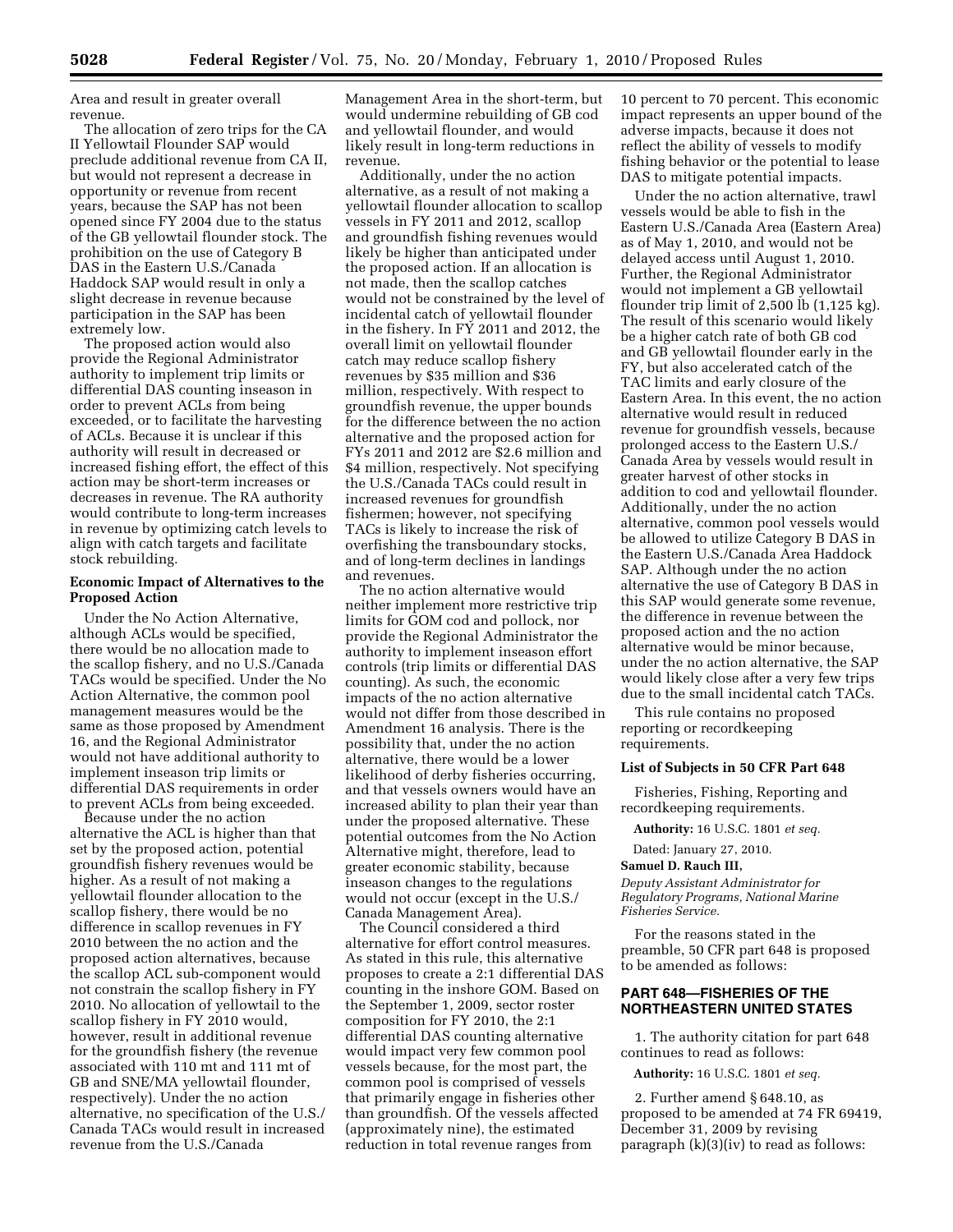Area and result in greater overall revenue.

The allocation of zero trips for the CA II Yellowtail Flounder SAP would preclude additional revenue from CA II, but would not represent a decrease in opportunity or revenue from recent years, because the SAP has not been opened since FY 2004 due to the status of the GB yellowtail flounder stock. The prohibition on the use of Category B DAS in the Eastern U.S./Canada Haddock SAP would result in only a slight decrease in revenue because participation in the SAP has been extremely low.

The proposed action would also provide the Regional Administrator authority to implement trip limits or differential DAS counting inseason in order to prevent ACLs from being exceeded, or to facilitate the harvesting of ACLs. Because it is unclear if this authority will result in decreased or increased fishing effort, the effect of this action may be short-term increases or decreases in revenue. The RA authority would contribute to long-term increases in revenue by optimizing catch levels to align with catch targets and facilitate stock rebuilding.

### Economic Impact of Alternatives to the Proposed Action

Under the No Action Alternative, although ACLs would be specified, there would be no allocation made to the scallop fishery, and no U.S./Canada TACs would be specified. Under the No Action Alternative, the common pool management measures would be the same as those proposed by Amendment 16, and the Regional Administrator would not have additional authority to implement inseason trip limits or differential DAS requirements in order to prevent ACLs from being exceeded.

Because under the no action alternative the ACL is higher than that set by the proposed action, potential groundfish fishery revenues would be higher. As a result of not making a yellowtail flounder allocation to the scallop fishery, there would be no difference in scallop revenues in FY 2010 between the no action and the proposed action alternatives, because the scallop ACL sub-component would not constrain the scallop fishery in FY 2010. No allocation of yellowtail to the scallop fishery in FY 2010 would, however, result in additional revenue for the groundfish fishery (the revenue associated with 110 mt and 111 mt of GB and SNE/MA yellowtail flounder, respectively). Under the no action alternative, no specification of the U.S./Canada TACs would result in increased revenue from the U.S./Canada Management Area in the short-term, but would undermine rebuilding of GB cod and yellowtail flounder, and would likely result in long-term reductions in revenue.

Additionally, under the no action alternative, as a result of not making a yellowtail flounder allocation to scallop vessels in FY 2011 and 2012, scallop and groundfish fishing revenues would likely be higher than anticipated under the proposed action. If an allocation is not made, then the scallop catches would not be constrained by the level of incidental catch of yellowtail flounder in the fishery. In FY 2011 and 2012, the overall limit on yellowtail flounder catch may reduce scallop fishery revenues by $35 million and $36 million, respectively. With respect to groundfish revenue, the upper bounds for the difference between the no action alternative and the proposed action for FYs 2011 and 2012 are $2.6 million and $4 million, respectively. Not specifying the U.S./Canada TACs could result in increased revenues for groundfish fishermen; however, not specifying TACs is likely to increase the risk of overfishing the transboundary stocks, and of long-term declines in landings and revenues.

The no action alternative would neither implement more restrictive trip limits for GOM cod and pollock, nor provide the Regional Administrator the authority to implement inseason effort controls (trip limits or differential DAS counting). As such, the economic impacts of the no action alternative would not differ from those described in Amendment 16 analysis. There is the possibility that, under the no action alternative, there would be a lower likelihood of derby fisheries occurring, and that vessels owners would have an increased ability to plan their year than under the proposed alternative. These potential outcomes from the No Action Alternative might, therefore, lead to greater economic stability, because inseason changes to the regulations would not occur (except in the U.S./Canada Management Area).

The Council considered a third alternative for effort control measures. As stated in this rule, this alternative proposes to create a 2:1 differential DAS counting in the inshore GOM. Based on the September 1, 2009, sector roster composition for FY 2010, the 2:1 differential DAS counting alternative would impact very few common pool vessels because, for the most part, the common pool is comprised of vessels that primarily engage in fisheries other than groundfish. Of the vessels affected (approximately nine), the estimated reduction in total revenue ranges from 10 percent to 70 percent. This economic impact represents an upper bound of the adverse impacts, because it does not reflect the ability of vessels to modify fishing behavior or the potential to lease DAS to mitigate potential impacts.

Under the no action alternative, trawl vessels would be able to fish in the Eastern U.S./Canada Area (Eastern Area) as of May 1, 2010, and would not be delayed access until August 1, 2010. Further, the Regional Administrator would not implement a GB yellowtail flounder trip limit of 2,500 lb (1,125 kg). The result of this scenario would likely be a higher catch rate of both GB cod and GB yellowtail flounder early in the FY, but also accelerated catch of the TAC limits and early closure of the Eastern Area. In this event, the no action alternative would result in reduced revenue for groundfish vessels, because prolonged access to the Eastern U.S./Canada Area by vessels would result in greater harvest of other stocks in addition to cod and yellowtail flounder. Additionally, under the no action alternative, common pool vessels would be allowed to utilize Category B DAS in the Eastern U.S./Canada Area Haddock SAP. Although under the no action alternative the use of Category B DAS in this SAP would generate some revenue, the difference in revenue between the proposed action and the no action alternative would be minor because, under the no action alternative, the SAP would likely close after a very few trips due to the small incidental catch TACs.

This rule contains no proposed reporting or recordkeeping requirements.

### List of Subjects in 50 CFR Part 648

Fisheries, Fishing, Reporting and recordkeeping requirements.

**Authority:** 16 U.S.C. 1801 *et seq.*

Dated: January 27, 2010.

**Samuel D. Rauch III,**

*Deputy Assistant Administrator for Regulatory Programs, National Marine Fisheries Service.*

For the reasons stated in the preamble, 50 CFR part 648 is proposed to be amended as follows:

## PART 648—FISHERIES OF THE NORTHEASTERN UNITED STATES

1. The authority citation for part 648 continues to read as follows:

**Authority:** 16 U.S.C. 1801 *et seq.*

2. Further amend § 648.10, as proposed to be amended at 74 FR 69419, December 31, 2009 by revising paragraph (k)(3)(iv) to read as follows: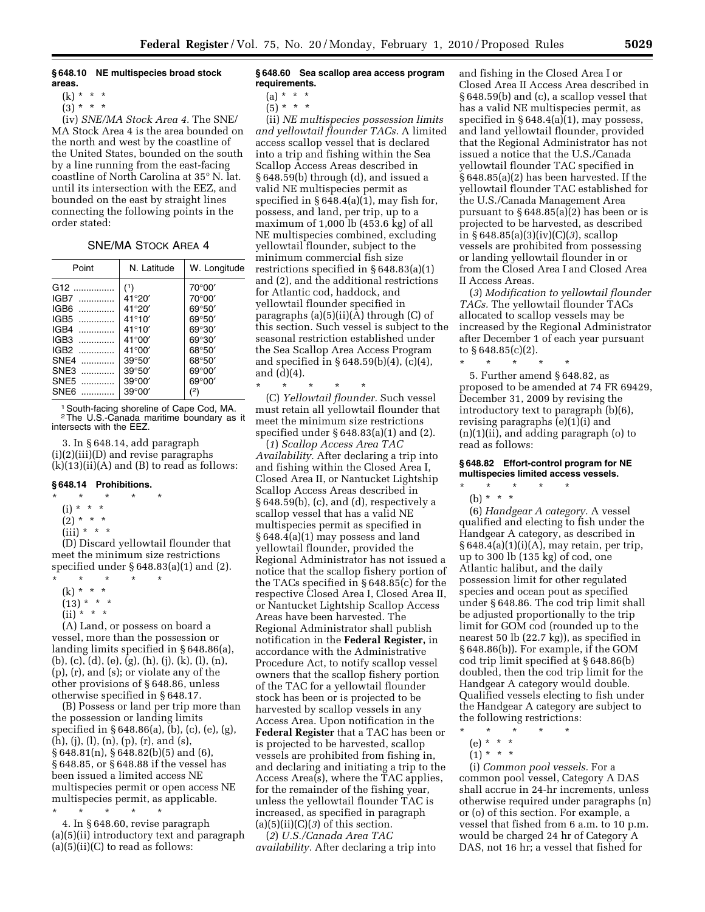**§ 648.10 NE multispecies broad stock areas.**

(k) * * *

(3) * * *

(iv) *SNE/MA Stock Area 4.* The SNE/MA Stock Area 4 is the area bounded on the north and west by the coastline of the United States, bounded on the south by a line running from the east-facing coastline of North Carolina at 35° N. lat. until its intersection with the EEZ, and bounded on the east by straight lines connecting the following points in the order stated:

SNE/MA STOCK AREA 4

| Point | N. Latitude | W. Longitude |
|---|---|---|
| G12 | (1) | 70°00′ |
| IGB7 | 41°20′ | 70°00′ |
| IGB6 | 41°20′ | 69°50′ |
| IGB5 | 41°10′ | 69°50′ |
| IGB4 | 41°10′ | 69°30′ |
| IGB3 | 41°00′ | 69°30′ |
| IGB2 | 41°00′ | 68°50′ |
| SNE4 | 39°50′ | 68°50′ |
| SNE3 | 39°50′ | 69°00′ |
| SNE5 | 39°00′ | 69°00′ |
| SNE6 | 39°00′ | (2) |

[1] South-facing shoreline of Cape Cod, MA.
[2] The U.S.-Canada maritime boundary as it intersects with the EEZ.

3. In § 648.14, add paragraph (i)(2)(iii)(D) and revise paragraphs (k)(13)(ii)(A) and (B) to read as follows:

**§ 648.14 Prohibitions.**

\* \* \* \* \*

(i) * * *

(2) * * *

(iii) * * *

(D) Discard yellowtail flounder that meet the minimum size restrictions specified under § 648.83(a)(1) and (2).

\* \* \* \* \*

(k) * * *

(13) * * *

(ii) * * *

(A) Land, or possess on board a vessel, more than the possession or landing limits specified in § 648.86(a), (b), (c), (d), (e), (g), (h), (j), (k), (l), (n), (p), (r), and (s); or violate any of the other provisions of § 648.86, unless otherwise specified in § 648.17.

(B) Possess or land per trip more than the possession or landing limits specified in § 648.86(a), (b), (c), (e), (g), (h), (j), (l), (n), (p), (r), and (s), § 648.81(n), § 648.82(b)(5) and (6), § 648.85, or § 648.88 if the vessel has been issued a limited access NE multispecies permit or open access NE multispecies permit, as applicable.

\* \* \* \* \*

4. In § 648.60, revise paragraph (a)(5)(ii) introductory text and paragraph (a)(5)(ii)(C) to read as follows:

**§ 648.60 Sea scallop area access program requirements.**

(a) * * *

(5) * * *

(ii) *NE multispecies possession limits and yellowtail flounder TACs.* A limited access scallop vessel that is declared into a trip and fishing within the Sea Scallop Access Areas described in § 648.59(b) through (d), and issued a valid NE multispecies permit as specified in § 648.4(a)(1), may fish for, possess, and land, per trip, up to a maximum of 1,000 lb (453.6 kg) of all NE multispecies combined, excluding yellowtail flounder, subject to the minimum commercial fish size restrictions specified in § 648.83(a)(1) and (2), and the additional restrictions for Atlantic cod, haddock, and yellowtail flounder specified in paragraphs (a)(5)(ii)(A) through (C) of this section. Such vessel is subject to the seasonal restriction established under the Sea Scallop Area Access Program and specified in § 648.59(b)(4), (c)(4), and (d)(4).

\* \* \* \* \*

(C) *Yellowtail flounder.* Such vessel must retain all yellowtail flounder that meet the minimum size restrictions specified under § 648.83(a)(1) and (2).

(*1*) *Scallop Access Area TAC Availability.* After declaring a trip into and fishing within the Closed Area I, Closed Area II, or Nantucket Lightship Scallop Access Areas described in § 648.59(b), (c), and (d), respectively a scallop vessel that has a valid NE multispecies permit as specified in § 648.4(a)(1) may possess and land yellowtail flounder, provided the Regional Administrator has not issued a notice that the scallop fishery portion of the TACs specified in § 648.85(c) for the respective Closed Area I, Closed Area II, or Nantucket Lightship Scallop Access Areas have been harvested. The Regional Administrator shall publish notification in the **Federal Register,** in accordance with the Administrative Procedure Act, to notify scallop vessel owners that the scallop fishery portion of the TAC for a yellowtail flounder stock has been or is projected to be harvested by scallop vessels in any Access Area. Upon notification in the **Federal Register** that a TAC has been or is projected to be harvested, scallop vessels are prohibited from fishing in, and declaring and initiating a trip to the Access Area(s), where the TAC applies, for the remainder of the fishing year, unless the yellowtail flounder TAC is increased, as specified in paragraph (a)(5)(ii)(C)(*3*) of this section.

(*2*) *U.S./Canada Area TAC availability.* After declaring a trip into and fishing in the Closed Area I or Closed Area II Access Area described in § 648.59(b) and (c), a scallop vessel that has a valid NE multispecies permit, as specified in § 648.4(a)(1), may possess, and land yellowtail flounder, provided that the Regional Administrator has not issued a notice that the U.S./Canada yellowtail flounder TAC specified in § 648.85(a)(2) has been harvested. If the yellowtail flounder TAC established for the U.S./Canada Management Area pursuant to § 648.85(a)(2) has been or is projected to be harvested, as described in § 648.85(a)(3)(iv)(C)(*3*), scallop vessels are prohibited from possessing or landing yellowtail flounder in or from the Closed Area I and Closed Area II Access Areas.

(*3*) *Modification to yellowtail flounder TACs.* The yellowtail flounder TACs allocated to scallop vessels may be increased by the Regional Administrator after December 1 of each year pursuant to § 648.85(c)(2).

\* \* \* \* \*

5. Further amend § 648.82, as proposed to be amended at 74 FR 69429, December 31, 2009 by revising the introductory text to paragraph (b)(6), revising paragraphs (e)(1)(i) and (n)(1)(ii), and adding paragraph (o) to read as follows:

**§ 648.82 Effort-control program for NE multispecies limited access vessels.**

\* \* \* \* \*

(b) * * *

(6) *Handgear A category.* A vessel qualified and electing to fish under the Handgear A category, as described in § 648.4(a)(1)(i)(A), may retain, per trip, up to 300 lb (135 kg) of cod, one Atlantic halibut, and the daily possession limit for other regulated species and ocean pout as specified under § 648.86. The cod trip limit shall be adjusted proportionally to the trip limit for GOM cod (rounded up to the nearest 50 lb (22.7 kg)), as specified in § 648.86(b)). For example, if the GOM cod trip limit specified at § 648.86(b) doubled, then the cod trip limit for the Handgear A category would double. Qualified vessels electing to fish under the Handgear A category are subject to the following restrictions:

\* \* \* \* \*

(e) * * *

(1) * * *

(i) *Common pool vessels.* For a common pool vessel, Category A DAS shall accrue in 24-hr increments, unless otherwise required under paragraphs (n) or (o) of this section. For example, a vessel that fished from 6 a.m. to 10 p.m. would be charged 24 hr of Category A DAS, not 16 hr; a vessel that fished for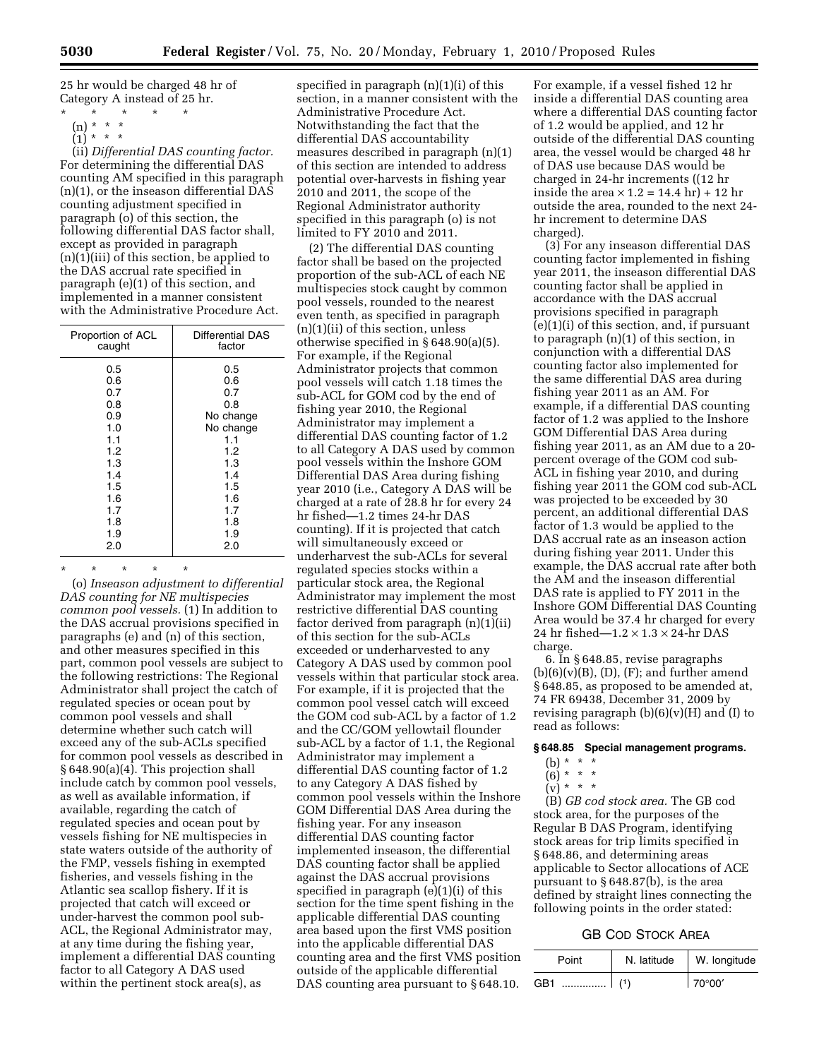25 hr would be charged 48 hr of Category A instead of 25 hr.

\* \* \* \* \*

(n) \* \* \*

(1) \* \* \*

(ii) *Differential DAS counting factor.* For determining the differential DAS counting AM specified in this paragraph (n)(1), or the inseason differential DAS counting adjustment specified in paragraph (o) of this section, the following differential DAS factor shall, except as provided in paragraph (n)(1)(iii) of this section, be applied to the DAS accrual rate specified in paragraph (e)(1) of this section, and implemented in a manner consistent with the Administrative Procedure Act.

| Proportion of ACL caught | Differential DAS factor |
|---|---|
| 0.5 | 0.5 |
| 0.6 | 0.6 |
| 0.7 | 0.7 |
| 0.8 | 0.8 |
| 0.9 | No change |
| 1.0 | No change |
| 1.1 | 1.1 |
| 1.2 | 1.2 |
| 1.3 | 1.3 |
| 1.4 | 1.4 |
| 1.5 | 1.5 |
| 1.6 | 1.6 |
| 1.7 | 1.7 |
| 1.8 | 1.8 |
| 1.9 | 1.9 |
| 2.0 | 2.0 |

\* \* \* \* \*

(o) *Inseason adjustment to differential DAS counting for NE multispecies common pool vessels.* (1) In addition to the DAS accrual provisions specified in paragraphs (e) and (n) of this section, and other measures specified in this part, common pool vessels are subject to the following restrictions: The Regional Administrator shall project the catch of regulated species or ocean pout by common pool vessels and shall determine whether such catch will exceed any of the sub-ACLs specified for common pool vessels as described in § 648.90(a)(4). This projection shall include catch by common pool vessels, as well as available information, if available, regarding the catch of regulated species and ocean pout by vessels fishing for NE multispecies in state waters outside of the authority of the FMP, vessels fishing in exempted fisheries, and vessels fishing in the Atlantic sea scallop fishery. If it is projected that catch will exceed or under-harvest the common pool sub-ACL, the Regional Administrator may, at any time during the fishing year, implement a differential DAS counting factor to all Category A DAS used within the pertinent stock area(s), as specified in paragraph (n)(1)(i) of this section, in a manner consistent with the Administrative Procedure Act. Notwithstanding the fact that the differential DAS accountability measures described in paragraph (n)(1) of this section are intended to address potential over-harvests in fishing year 2010 and 2011, the scope of the Regional Administrator authority specified in this paragraph (o) is not limited to FY 2010 and 2011.

(2) The differential DAS counting factor shall be based on the projected proportion of the sub-ACL of each NE multispecies stock caught by common pool vessels, rounded to the nearest even tenth, as specified in paragraph (n)(1)(ii) of this section, unless otherwise specified in § 648.90(a)(5). For example, if the Regional Administrator projects that common pool vessels will catch 1.18 times the sub-ACL for GOM cod by the end of fishing year 2010, the Regional Administrator may implement a differential DAS counting factor of 1.2 to all Category A DAS used by common pool vessels within the Inshore GOM Differential DAS Area during fishing year 2010 (i.e., Category A DAS will be charged at a rate of 28.8 hr for every 24 hr fished—1.2 times 24-hr DAS counting). If it is projected that catch will simultaneously exceed or underharvest the sub-ACLs for several regulated species stocks within a particular stock area, the Regional Administrator may implement the most restrictive differential DAS counting factor derived from paragraph (n)(1)(ii) of this section for the sub-ACLs exceeded or underharvested to any Category A DAS used by common pool vessels within that particular stock area. For example, if it is projected that the common pool vessel catch will exceed the GOM cod sub-ACL by a factor of 1.2 and the CC/GOM yellowtail flounder sub-ACL by a factor of 1.1, the Regional Administrator may implement a differential DAS counting factor of 1.2 to any Category A DAS fished by common pool vessels within the Inshore GOM Differential DAS Area during the fishing year. For any inseason differential DAS counting factor implemented inseason, the differential DAS counting factor shall be applied against the DAS accrual provisions specified in paragraph (e)(1)(i) of this section for the time spent fishing in the applicable differential DAS counting area based upon the first VMS position into the applicable differential DAS counting area and the first VMS position outside of the applicable differential DAS counting area pursuant to § 648.10. For example, if a vessel fished 12 hr inside a differential DAS counting area where a differential DAS counting factor of 1.2 would be applied, and 12 hr outside of the differential DAS counting area, the vessel would be charged 48 hr of DAS use because DAS would be charged in 24-hr increments ((12 hr inside the area $\times$ 1.2 = 14.4 hr) + 12 hr outside the area, rounded to the next 24-hr increment to determine DAS charged).

(3) For any inseason differential DAS counting factor implemented in fishing year 2011, the inseason differential DAS counting factor shall be applied in accordance with the DAS accrual provisions specified in paragraph (e)(1)(i) of this section, and, if pursuant to paragraph (n)(1) of this section, in conjunction with a differential DAS counting factor also implemented for the same differential DAS area during fishing year 2011 as an AM. For example, if a differential DAS counting factor of 1.2 was applied to the Inshore GOM Differential DAS Area during fishing year 2011, as an AM due to a 20-percent overage of the GOM cod sub-ACL in fishing year 2010, and during fishing year 2011 the GOM cod sub-ACL was projected to be exceeded by 30 percent, an additional differential DAS factor of 1.3 would be applied to the DAS accrual rate as an inseason action during fishing year 2011. Under this example, the DAS accrual rate after both the AM and the inseason differential DAS rate is applied to FY 2011 in the Inshore GOM Differential DAS Counting Area would be 37.4 hr charged for every 24 hr fished—1.2 $\times$ 1.3 $\times$ 24-hr DAS charge.

6. In § 648.85, revise paragraphs (b)(6)(v)(B), (D), (F); and further amend § 648.85, as proposed to be amended at, 74 FR 69438, December 31, 2009 by revising paragraph (b)(6)(v)(H) and (I) to read as follows:

### § 648.85 Special management programs.

(b) \* \* \*

(6) \* \* \*

(v) \* \* \*

(B) *GB cod stock area.* The GB cod stock area, for the purposes of the Regular B DAS Program, identifying stock areas for trip limits specified in § 648.86, and determining areas applicable to Sector allocations of ACE pursuant to § 648.87(b), is the area defined by straight lines connecting the following points in the order stated:

GB COD STOCK AREA

| Point | N. latitude | W. longitude |
|---|---|---|
| GB1 | (1) | 70°00′ |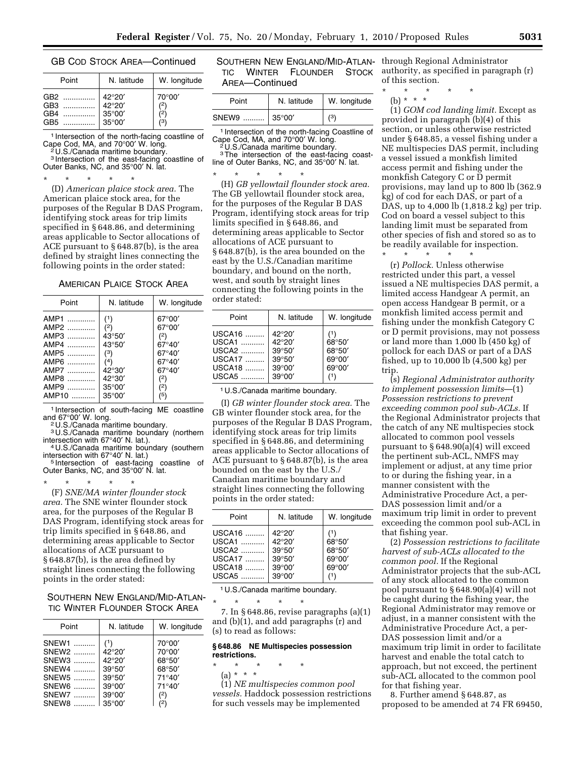GB COD STOCK AREA—Continued

| Point | N. latitude | W. longitude |
|---|---|---|
| GB2 | 42°20′ | 70°00′ |
| GB3 | 42°20′ | (2) |
| GB4 | 35°00′ | (2) |
| GB5 | 35°00′ | (3) |

[1] Intersection of the north-facing coastline of Cape Cod, MA, and 70°00′ W. long.
[2] U.S./Canada maritime boundary.
[3] Intersection of the east-facing coastline of Outer Banks, NC, and 35°00′ N. lat.

* * * * *

(D) *American plaice stock area.* The American plaice stock area, for the purposes of the Regular B DAS Program, identifying stock areas for trip limits specified in § 648.86, and determining areas applicable to Sector allocations of ACE pursuant to § 648.87(b), is the area defined by straight lines connecting the following points in the order stated:

AMERICAN PLAICE STOCK AREA

| Point | N. latitude | W. longitude |
|---|---|---|
| AMP1 | (1) | 67°00′ |
| AMP2 | (2) | 67°00′ |
| AMP3 | 43°50′ | (2) |
| AMP4 | 43°50′ | 67°40′ |
| AMP5 | (3) | 67°40′ |
| AMP6 | (4) | 67°40′ |
| AMP7 | 42°30′ | 67°40′ |
| AMP8 | 42°30′ | (2) |
| AMP9 | 35°00′ | (2) |
| AMP10 | 35°00′ | (5) |

[1] Intersection of south-facing ME coastline and 67°00′ W. long.
[2] U.S./Canada maritime boundary.
[3] U.S./Canada maritime boundary (northern intersection with 67°40′ N. lat.).
[4] U.S./Canada maritime boundary (southern intersection with 67°40′ N. lat.)
[5] Intersection of east-facing coastline of Outer Banks, NC, and 35°00′ N. lat.

* * * * *

(F) *SNE/MA winter flounder stock area.* The SNE winter flounder stock area, for the purposes of the Regular B DAS Program, identifying stock areas for trip limits specified in § 648.86, and determining areas applicable to Sector allocations of ACE pursuant to § 648.87(b), is the area defined by straight lines connecting the following points in the order stated:

SOUTHERN NEW ENGLAND/MID-ATLANTIC WINTER FLOUNDER STOCK AREA

| Point | N. latitude | W. longitude |
|---|---|---|
| SNEW1 | (1) | 70°00′ |
| SNEW2 | 42°20′ | 70°00′ |
| SNEW3 | 42°20′ | 68°50′ |
| SNEW4 | 39°50′ | 68°50′ |
| SNEW5 | 39°50′ | 71°40′ |
| SNEW6 | 39°00′ | 71°40′ |
| SNEW7 | 39°00′ | (2) |
| SNEW8 | 35°00′ | (2) |
| SNEW9 | 35°00′ | (3) |

[1] Intersection of the north-facing Coastline of Cape Cod, MA, and 70°00′ W. long.
[2] U.S./Canada maritime boundary.
[3] The intersection of the east-facing coastline of Outer Banks, NC, and 35°00′ N. lat.

* * * * *

(H) *GB yellowtail flounder stock area.* The GB yellowtail flounder stock area, for the purposes of the Regular B DAS Program, identifying stock areas for trip limits specified in § 648.86, and determining areas applicable to Sector allocations of ACE pursuant to § 648.87(b), is the area bounded on the east by the U.S./Canadian maritime boundary, and bound on the north, west, and south by straight lines connecting the following points in the order stated:

| Point | N. latitude | W. longitude |
|---|---|---|
| USCA16 | 42°20′ | (1) |
| USCA1 | 42°20′ | 68°50′ |
| USCA2 | 39°50′ | 68°50′ |
| USCA17 | 39°50′ | 69°00′ |
| USCA18 | 39°00′ | 69°00′ |
| USCA5 | 39°00′ | (1) |

[1] U.S./Canada maritime boundary.

(I) *GB winter flounder stock area.* The GB winter flounder stock area, for the purposes of the Regular B DAS Program, identifying stock areas for trip limits specified in § 648.86, and determining areas applicable to Sector allocations of ACE pursuant to § 648.87(b), is the area bounded on the east by the U.S./Canadian maritime boundary and straight lines connecting the following points in the order stated:

| Point | N. latitude | W. longitude |
|---|---|---|
| USCA16 | 42°20′ | (1) |
| USCA1 | 42°20′ | 68°50′ |
| USCA2 | 39°50′ | 68°50′ |
| USCA17 | 39°50′ | 69°00′ |
| USCA18 | 39°00′ | 69°00′ |
| USCA5 | 39°00′ | (1) |

[1] U.S./Canada maritime boundary.

* * * * *

7. In § 648.86, revise paragraphs (a)(1) and (b)(1), and add paragraphs (r) and (s) to read as follows:

**§ 648.86 NE Multispecies possession restrictions.**

* * * * *

(a) * * *

(1) *NE multispecies common pool vessels.* Haddock possession restrictions for such vessels may be implemented through Regional Administrator authority, as specified in paragraph (r) of this section.

* * * * *

(b) * * *

(1) *GOM cod landing limit.* Except as provided in paragraph (b)(4) of this section, or unless otherwise restricted under § 648.85, a vessel fishing under a NE multispecies DAS permit, including a vessel issued a monkfish limited access permit and fishing under the monkfish Category C or D permit provisions, may land up to 800 lb (362.9 kg) of cod for each DAS, or part of a DAS, up to 4,000 lb (1,818.2 kg) per trip. Cod on board a vessel subject to this landing limit must be separated from other species of fish and stored so as to be readily available for inspection.

* * * * *

(r) *Pollock.* Unless otherwise restricted under this part, a vessel issued a NE multispecies DAS permit, a limited access Handgear A permit, an open access Handgear B permit, or a monkfish limited access permit and fishing under the monkfish Category C or D permit provisions, may not possess or land more than 1,000 lb (450 kg) of pollock for each DAS or part of a DAS fished, up to 10,000 lb (4,500 kg) per trip.

(s) *Regional Administrator authority to implement possession limits*—(1) *Possession restrictions to prevent exceeding common pool sub-ACLs.* If the Regional Administrator projects that the catch of any NE multispecies stock allocated to common pool vessels pursuant to § 648.90(a)(4) will exceed the pertinent sub-ACL, NMFS may implement or adjust, at any time prior to or during the fishing year, in a manner consistent with the Administrative Procedure Act, a per-DAS possession limit and/or a maximum trip limit in order to prevent exceeding the common pool sub-ACL in that fishing year.

(2) *Possession restrictions to facilitate harvest of sub-ACLs allocated to the common pool.* If the Regional Administrator projects that the sub-ACL of any stock allocated to the common pool pursuant to § 648.90(a)(4) will not be caught during the fishing year, the Regional Administrator may remove or adjust, in a manner consistent with the Administrative Procedure Act, a per-DAS possession limit and/or a maximum trip limit in order to facilitate harvest and enable the total catch to approach, but not exceed, the pertinent sub-ACL allocated to the common pool for that fishing year.

8. Further amend § 648.87, as proposed to be amended at 74 FR 69450,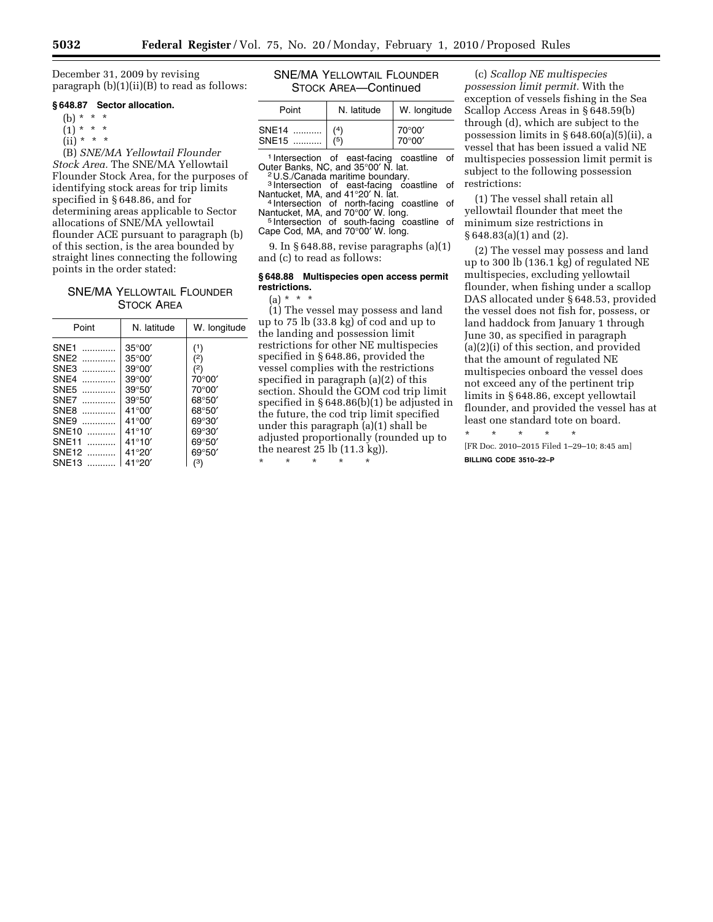December 31, 2009 by revising paragraph (b)(1)(ii)(B) to read as follows:

**§ 648.87 Sector allocation.**

(b) * * *

(1) * * *

(ii) * * *

(B) *SNE/MA Yellowtail Flounder Stock Area.* The SNE/MA Yellowtail Flounder Stock Area, for the purposes of identifying stock areas for trip limits specified in § 648.86, and for determining areas applicable to Sector allocations of SNE/MA yellowtail flounder ACE pursuant to paragraph (b) of this section, is the area bounded by straight lines connecting the following points in the order stated:

SNE/MA YELLOWTAIL FLOUNDER STOCK AREA

| Point | N. latitude | W. longitude |
|---|---|---|
| SNE1 | 35°00′ | (1) |
| SNE2 | 35°00′ | (2) |
| SNE3 | 39°00′ | (2) |
| SNE4 | 39°00′ | 70°00′ |
| SNE5 | 39°50′ | 70°00′ |
| SNE7 | 39°50′ | 68°50′ |
| SNE8 | 41°00′ | 68°50′ |
| SNE9 | 41°00′ | 69°30′ |
| SNE10 | 41°10′ | 69°30′ |
| SNE11 | 41°10′ | 69°50′ |
| SNE12 | 41°20′ | 69°50′ |
| SNE13 | 41°20′ | (3) |
| SNE14 | (4) | 70°00′ |
| SNE15 | (5) | 70°00′ |

[1] Intersection of east-facing coastline of Outer Banks, NC, and 35°00′ N. lat.

[2] U.S./Canada maritime boundary.

[3] Intersection of east-facing coastline of Nantucket, MA, and 41°20′ N. lat.

[4] Intersection of north-facing coastline of Nantucket, MA, and 70°00′ W. long.

[5] Intersection of south-facing coastline of Cape Cod, MA, and 70°00′ W. long.

9. In § 648.88, revise paragraphs (a)(1) and (c) to read as follows:

**§ 648.88 Multispecies open access permit restrictions.**

(a) * * *

(1) The vessel may possess and land up to 75 lb (33.8 kg) of cod and up to the landing and possession limit restrictions for other NE multispecies specified in § 648.86, provided the vessel complies with the restrictions specified in paragraph (a)(2) of this section. Should the GOM cod trip limit specified in § 648.86(b)(1) be adjusted in the future, the cod trip limit specified under this paragraph (a)(1) shall be adjusted proportionally (rounded up to the nearest 25 lb (11.3 kg)).

\* \* \* \* \*

(c) *Scallop NE multispecies possession limit permit.* With the exception of vessels fishing in the Sea Scallop Access Areas in § 648.59(b) through (d), which are subject to the possession limits in § 648.60(a)(5)(ii), a vessel that has been issued a valid NE multispecies possession limit permit is subject to the following possession restrictions:

(1) The vessel shall retain all yellowtail flounder that meet the minimum size restrictions in § 648.83(a)(1) and (2).

(2) The vessel may possess and land up to 300 lb (136.1 kg) of regulated NE multispecies, excluding yellowtail flounder, when fishing under a scallop DAS allocated under § 648.53, provided the vessel does not fish for, possess, or land haddock from January 1 through June 30, as specified in paragraph (a)(2)(i) of this section, and provided that the amount of regulated NE multispecies onboard the vessel does not exceed any of the pertinent trip limits in § 648.86, except yellowtail flounder, and provided the vessel has at least one standard tote on board.

\* \* \* \* \*

[FR Doc. 2010–2015 Filed 1–29–10; 8:45 am]

**BILLING CODE 3510–22–P**